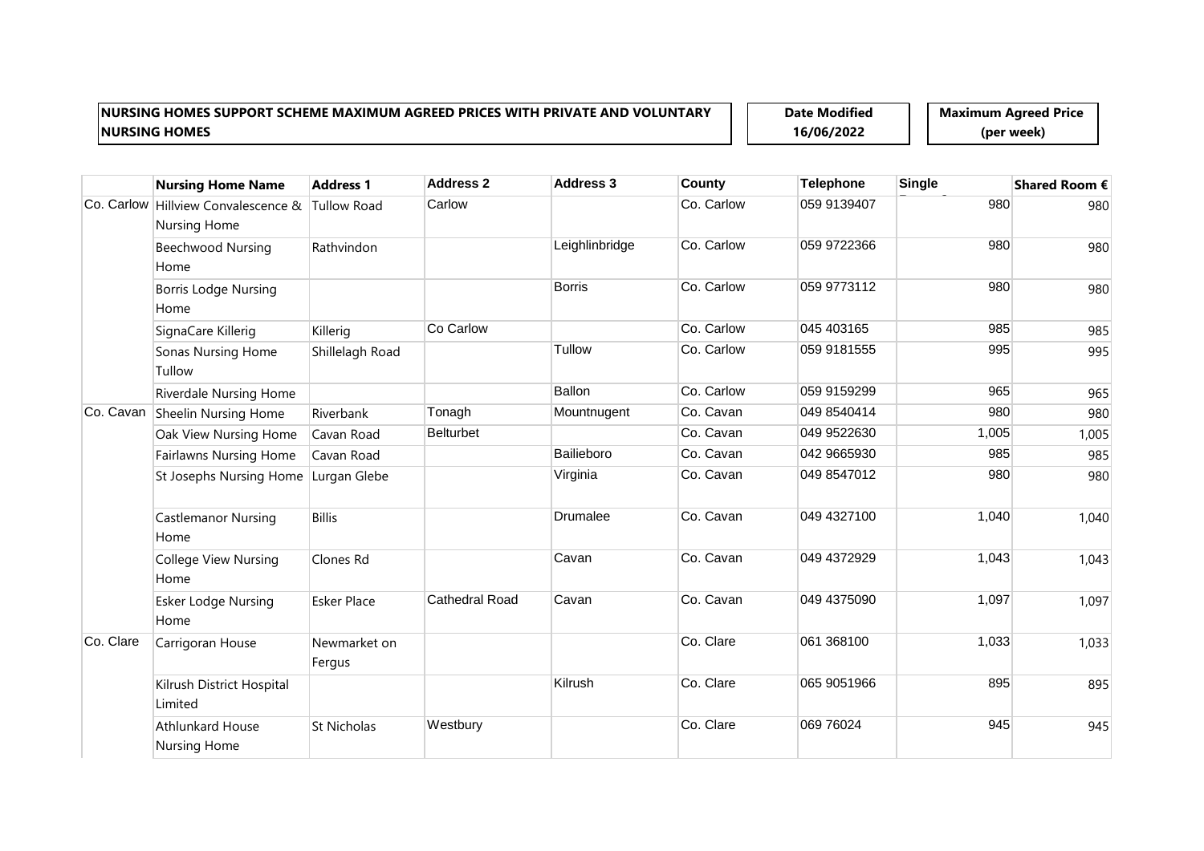**NURSING HOMES SUPPORT SCHEME MAXIMUM AGREED PRICES WITH PRIVATE AND VOLUNTARY NURSING HOMES**

**Date Modified 16/06/2022**

**Maximum Agreed Price (per week)**

| | Nursing Home Name | Address 1 | Address 2 | Address 3 | County | Telephone | Single | Shared Room € |
|---|---|---|---|---|---|---|---|---|
| Co. Carlow | Hillview Convalescence & Nursing Home | Tullow Road | Carlow | | Co. Carlow | 059 9139407 | 980 | 980 |
| | Beechwood Nursing Home | Rathvindon | | Leighlinbridge | Co. Carlow | 059 9722366 | 980 | 980 |
| | Borris Lodge Nursing Home | | | Borris | Co. Carlow | 059 9773112 | 980 | 980 |
| | SignaCare Killerig | Killerig | Co Carlow | | Co. Carlow | 045 403165 | 985 | 985 |
| | Sonas Nursing Home Tullow | Shillelagh Road | | Tullow | Co. Carlow | 059 9181555 | 995 | 995 |
| | Riverdale Nursing Home | | | Ballon | Co. Carlow | 059 9159299 | 965 | 965 |
| Co. Cavan | Sheelin Nursing Home | Riverbank | Tonagh | Mountnugent | Co. Cavan | 049 8540414 | 980 | 980 |
| | Oak View Nursing Home | Cavan Road | Belturbet | | Co. Cavan | 049 9522630 | 1,005 | 1,005 |
| | Fairlawns Nursing Home | Cavan Road | | Bailieboro | Co. Cavan | 042 9665930 | 985 | 985 |
| | St Josephs Nursing Home | Lurgan Glebe | | Virginia | Co. Cavan | 049 8547012 | 980 | 980 |
| | Castlemanor Nursing Home | Billis | | Drumalee | Co. Cavan | 049 4327100 | 1,040 | 1,040 |
| | College View Nursing Home | Clones Rd | | Cavan | Co. Cavan | 049 4372929 | 1,043 | 1,043 |
| | Esker Lodge Nursing Home | Esker Place | Cathedral Road | Cavan | Co. Cavan | 049 4375090 | 1,097 | 1,097 |
| Co. Clare | Carrigoran House | Newmarket on Fergus | | | Co. Clare | 061 368100 | 1,033 | 1,033 |
| | Kilrush District Hospital Limited | | | Kilrush | Co. Clare | 065 9051966 | 895 | 895 |
| | Athlunkard House Nursing Home | St Nicholas | Westbury | | Co. Clare | 069 76024 | 945 | 945 |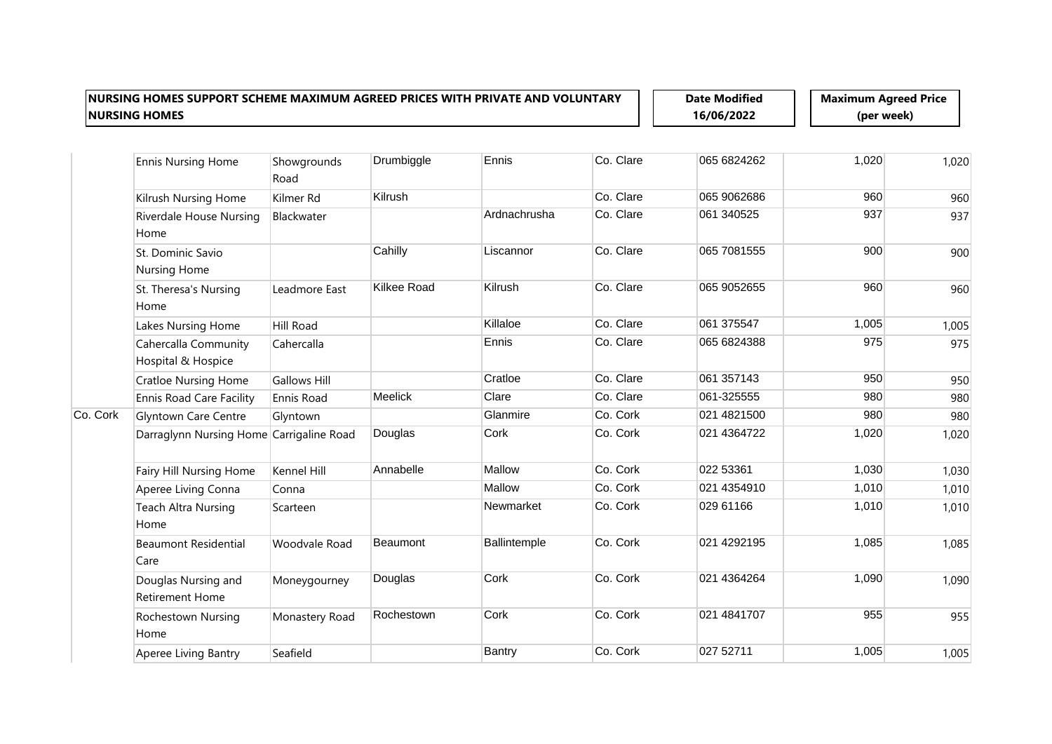**NURSING HOMES SUPPORT SCHEME MAXIMUM AGREED PRICES WITH PRIVATE AND VOLUNTARY NURSING HOMES**

**Date Modified 16/06/2022**

**Maximum Agreed Price (per week)**

| | | | | | | | | |
|---|---|---|---|---|---|---|---|---|
| | Ennis Nursing Home | Showgrounds Road | Drumbiggle | Ennis | Co. Clare | 065 6824262 | 1,020 | 1,020 |
| | Kilrush Nursing Home | Kilmer Rd | Kilrush | | Co. Clare | 065 9062686 | 960 | 960 |
| | Riverdale House Nursing Home | Blackwater | | Ardnachrusha | Co. Clare | 061 340525 | 937 | 937 |
| | St. Dominic Savio Nursing Home | | Cahilly | Liscannor | Co. Clare | 065 7081555 | 900 | 900 |
| | St. Theresa's Nursing Home | Leadmore East | Kilkee Road | Kilrush | Co. Clare | 065 9052655 | 960 | 960 |
| | Lakes Nursing Home | Hill Road | | Killaloe | Co. Clare | 061 375547 | 1,005 | 1,005 |
| | Cahercalla Community Hospital & Hospice | Cahercalla | | Ennis | Co. Clare | 065 6824388 | 975 | 975 |
| | Cratloe Nursing Home | Gallows Hill | | Cratloe | Co. Clare | 061 357143 | 950 | 950 |
| | Ennis Road Care Facility | Ennis Road | Meelick | Clare | Co. Clare | 061-325555 | 980 | 980 |
| Co. Cork | Glyntown Care Centre | Glyntown | | Glanmire | Co. Cork | 021 4821500 | 980 | 980 |
| | Darraglynn Nursing Home | Carrigaline Road | Douglas | Cork | Co. Cork | 021 4364722 | 1,020 | 1,020 |
| | Fairy Hill Nursing Home | Kennel Hill | Annabelle | Mallow | Co. Cork | 022 53361 | 1,030 | 1,030 |
| | Aperee Living Conna | Conna | | Mallow | Co. Cork | 021 4354910 | 1,010 | 1,010 |
| | Teach Altra Nursing Home | Scarteen | | Newmarket | Co. Cork | 029 61166 | 1,010 | 1,010 |
| | Beaumont Residential Care | Woodvale Road | Beaumont | Ballintemple | Co. Cork | 021 4292195 | 1,085 | 1,085 |
| | Douglas Nursing and Retirement Home | Moneygourney | Douglas | Cork | Co. Cork | 021 4364264 | 1,090 | 1,090 |
| | Rochestown Nursing Home | Monastery Road | Rochestown | Cork | Co. Cork | 021 4841707 | 955 | 955 |
| | Aperee Living Bantry | Seafield | | Bantry | Co. Cork | 027 52711 | 1,005 | 1,005 |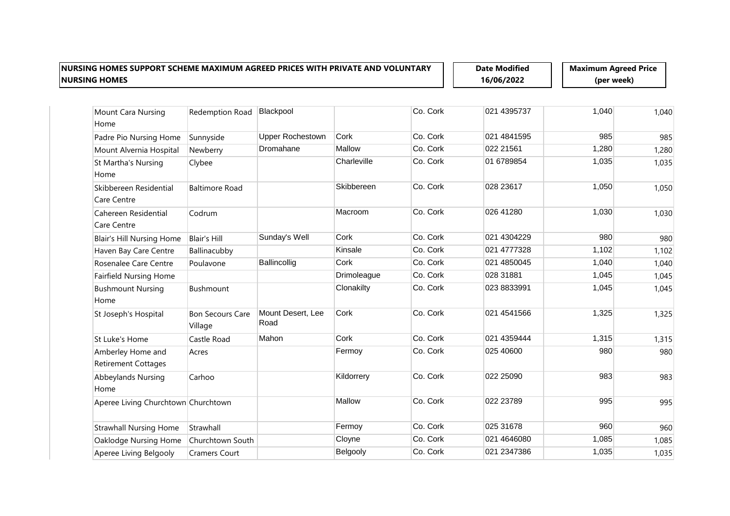**NURSING HOMES SUPPORT SCHEME MAXIMUM AGREED PRICES WITH PRIVATE AND VOLUNTARY NURSING HOMES**

**Date Modified 16/06/2022**

**Maximum Agreed Price (per week)**

| | | | | | | | |
|---|---|---|---|---|---|---|---|
| Mount Cara Nursing Home | Redemption Road | Blackpool | | Co. Cork | 021 4395737 | 1,040 | 1,040 |
| Padre Pio Nursing Home | Sunnyside | Upper Rochestown | Cork | Co. Cork | 021 4841595 | 985 | 985 |
| Mount Alvernia Hospital | Newberry | Dromahane | Mallow | Co. Cork | 022 21561 | 1,280 | 1,280 |
| St Martha's Nursing Home | Clybee | | Charleville | Co. Cork | 01 6789854 | 1,035 | 1,035 |
| Skibbereen Residential Care Centre | Baltimore Road | | Skibbereen | Co. Cork | 028 23617 | 1,050 | 1,050 |
| Cahereen Residential Care Centre | Codrum | | Macroom | Co. Cork | 026 41280 | 1,030 | 1,030 |
| Blair's Hill Nursing Home | Blair's Hill | Sunday's Well | Cork | Co. Cork | 021 4304229 | 980 | 980 |
| Haven Bay Care Centre | Ballinacubby | | Kinsale | Co. Cork | 021 4777328 | 1,102 | 1,102 |
| Rosenalee Care Centre | Poulavone | Ballincollig | Cork | Co. Cork | 021 4850045 | 1,040 | 1,040 |
| Fairfield Nursing Home | | | Drimoleague | Co. Cork | 028 31881 | 1,045 | 1,045 |
| Bushmount Nursing Home | Bushmount | | Clonakilty | Co. Cork | 023 8833991 | 1,045 | 1,045 |
| St Joseph's Hospital | Bon Secours Care Village | Mount Desert, Lee Road | Cork | Co. Cork | 021 4541566 | 1,325 | 1,325 |
| St Luke's Home | Castle Road | Mahon | Cork | Co. Cork | 021 4359444 | 1,315 | 1,315 |
| Amberley Home and Retirement Cottages | Acres | | Fermoy | Co. Cork | 025 40600 | 980 | 980 |
| Abbeylands Nursing Home | Carhoo | | Kildorrery | Co. Cork | 022 25090 | 983 | 983 |
| Aperee Living Churchtown | Churchtown | | Mallow | Co. Cork | 022 23789 | 995 | 995 |
| Strawhall Nursing Home | Strawhall | | Fermoy | Co. Cork | 025 31678 | 960 | 960 |
| Oaklodge Nursing Home | Churchtown South | | Cloyne | Co. Cork | 021 4646080 | 1,085 | 1,085 |
| Aperee Living Belgooly | Cramers Court | | Belgooly | Co. Cork | 021 2347386 | 1,035 | 1,035 |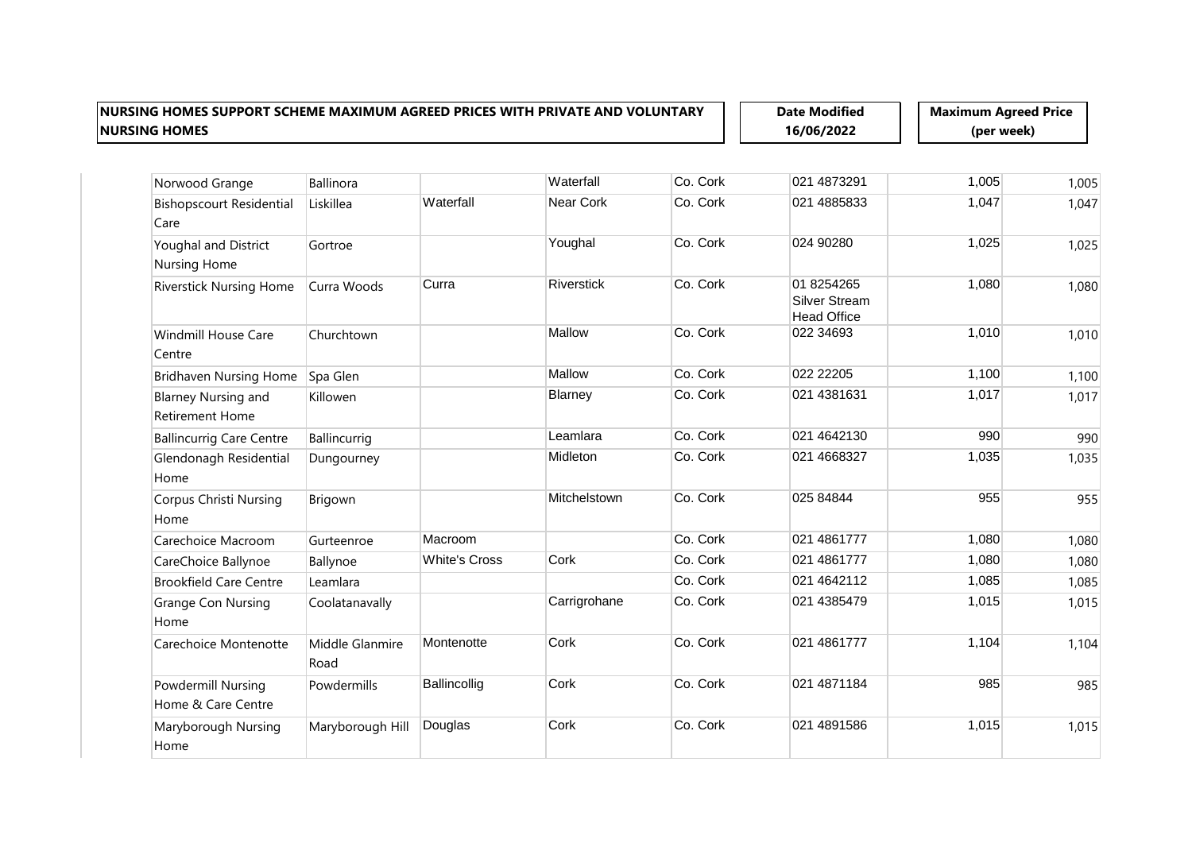| NURSING HOMES SUPPORT SCHEME MAXIMUM AGREED PRICES WITH PRIVATE AND VOLUNTARY NURSING HOMES | | | | | Date Modified 16/06/2022 | | Maximum Agreed Price (per week) |
|---|---|---|---|---|---|---|---|
| Norwood Grange | Ballinora | | Waterfall | Co. Cork | 021 4873291 | 1,005 | 1,005 |
| Bishopscourt Residential Care | Liskillea | Waterfall | Near Cork | Co. Cork | 021 4885833 | 1,047 | 1,047 |
| Youghal and District Nursing Home | Gortroe | | Youghal | Co. Cork | 024 90280 | 1,025 | 1,025 |
| Riverstick Nursing Home | Curra Woods | Curra | Riverstick | Co. Cork | 01 8254265 Silver Stream Head Office | 1,080 | 1,080 |
| Windmill House Care Centre | Churchtown | | Mallow | Co. Cork | 022 34693 | 1,010 | 1,010 |
| Bridhaven Nursing Home | Spa Glen | | Mallow | Co. Cork | 022 22205 | 1,100 | 1,100 |
| Blarney Nursing and Retirement Home | Killowen | | Blarney | Co. Cork | 021 4381631 | 1,017 | 1,017 |
| Ballincurrig Care Centre | Ballincurrig | | Leamlara | Co. Cork | 021 4642130 | 990 | 990 |
| Glendonagh Residential Home | Dungourney | | Midleton | Co. Cork | 021 4668327 | 1,035 | 1,035 |
| Corpus Christi Nursing Home | Brigown | | Mitchelstown | Co. Cork | 025 84844 | 955 | 955 |
| Carechoice Macroom | Gurteenroe | Macroom | | Co. Cork | 021 4861777 | 1,080 | 1,080 |
| CareChoice Ballynoe | Ballynoe | White's Cross | Cork | Co. Cork | 021 4861777 | 1,080 | 1,080 |
| Brookfield Care Centre | Leamlara | | | Co. Cork | 021 4642112 | 1,085 | 1,085 |
| Grange Con Nursing Home | Coolatanavally | | Carrigrohane | Co. Cork | 021 4385479 | 1,015 | 1,015 |
| Carechoice Montenotte | Middle Glanmire Road | Montenotte | Cork | Co. Cork | 021 4861777 | 1,104 | 1,104 |
| Powdermill Nursing Home & Care Centre | Powdermills | Ballincollig | Cork | Co. Cork | 021 4871184 | 985 | 985 |
| Maryborough Nursing Home | Maryborough Hill | Douglas | Cork | Co. Cork | 021 4891586 | 1,015 | 1,015 |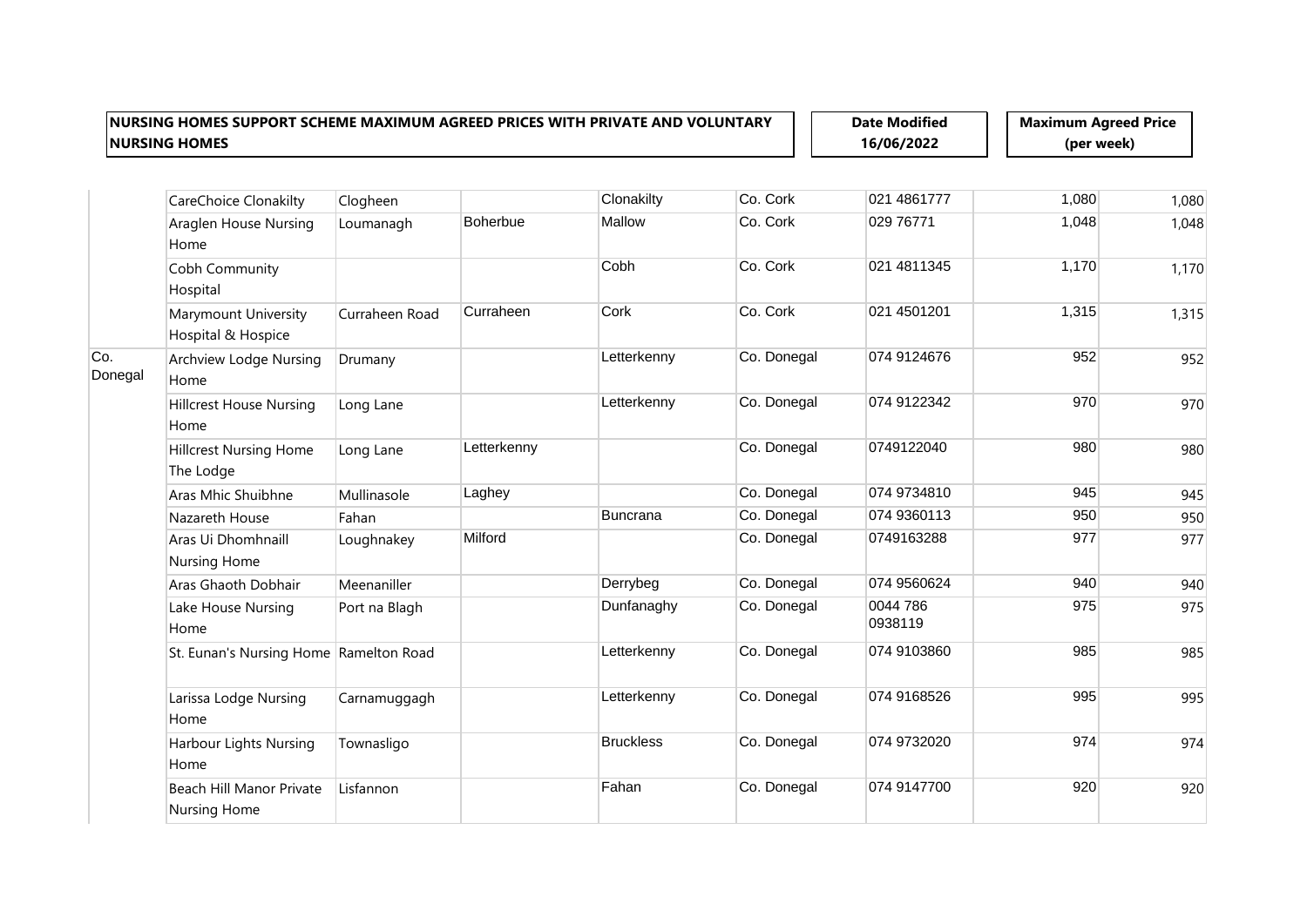**NURSING HOMES SUPPORT SCHEME MAXIMUM AGREED PRICES WITH PRIVATE AND VOLUNTARY NURSING HOMES**

**Date Modified 16/06/2022**

**Maximum Agreed Price (per week)**

| | | | | | | | | |
|---|---|---|---|---|---|---|---|---|
| | CareChoice Clonakilty | Clogheen | | Clonakilty | Co. Cork | 021 4861777 | 1,080 | 1,080 |
| | Araglen House Nursing Home | Loumanagh | Boherbue | Mallow | Co. Cork | 029 76771 | 1,048 | 1,048 |
| | Cobh Community Hospital | | | Cobh | Co. Cork | 021 4811345 | 1,170 | 1,170 |
| | Marymount University Hospital & Hospice | Curraheen Road | Curraheen | Cork | Co. Cork | 021 4501201 | 1,315 | 1,315 |
| Co. Donegal | Archview Lodge Nursing Home | Drumany | | Letterkenny | Co. Donegal | 074 9124676 | 952 | 952 |
| | Hillcrest House Nursing Home | Long Lane | | Letterkenny | Co. Donegal | 074 9122342 | 970 | 970 |
| | Hillcrest Nursing Home The Lodge | Long Lane | Letterkenny | | Co. Donegal | 0749122040 | 980 | 980 |
| | Aras Mhic Shuibhne | Mullinasole | Laghey | | Co. Donegal | 074 9734810 | 945 | 945 |
| | Nazareth House | Fahan | | Buncrana | Co. Donegal | 074 9360113 | 950 | 950 |
| | Aras Ui Dhomhnaill Nursing Home | Loughnakey | Milford | | Co. Donegal | 0749163288 | 977 | 977 |
| | Aras Ghaoth Dobhair | Meenaniller | | Derrybeg | Co. Donegal | 074 9560624 | 940 | 940 |
| | Lake House Nursing Home | Port na Blagh | | Dunfanaghy | Co. Donegal | 0044 786 0938119 | 975 | 975 |
| | St. Eunan's Nursing Home | Ramelton Road | | Letterkenny | Co. Donegal | 074 9103860 | 985 | 985 |
| | Larissa Lodge Nursing Home | Carnamuggagh | | Letterkenny | Co. Donegal | 074 9168526 | 995 | 995 |
| | Harbour Lights Nursing Home | Townasligo | | Bruckless | Co. Donegal | 074 9732020 | 974 | 974 |
| | Beach Hill Manor Private Nursing Home | Lisfannon | | Fahan | Co. Donegal | 074 9147700 | 920 | 920 |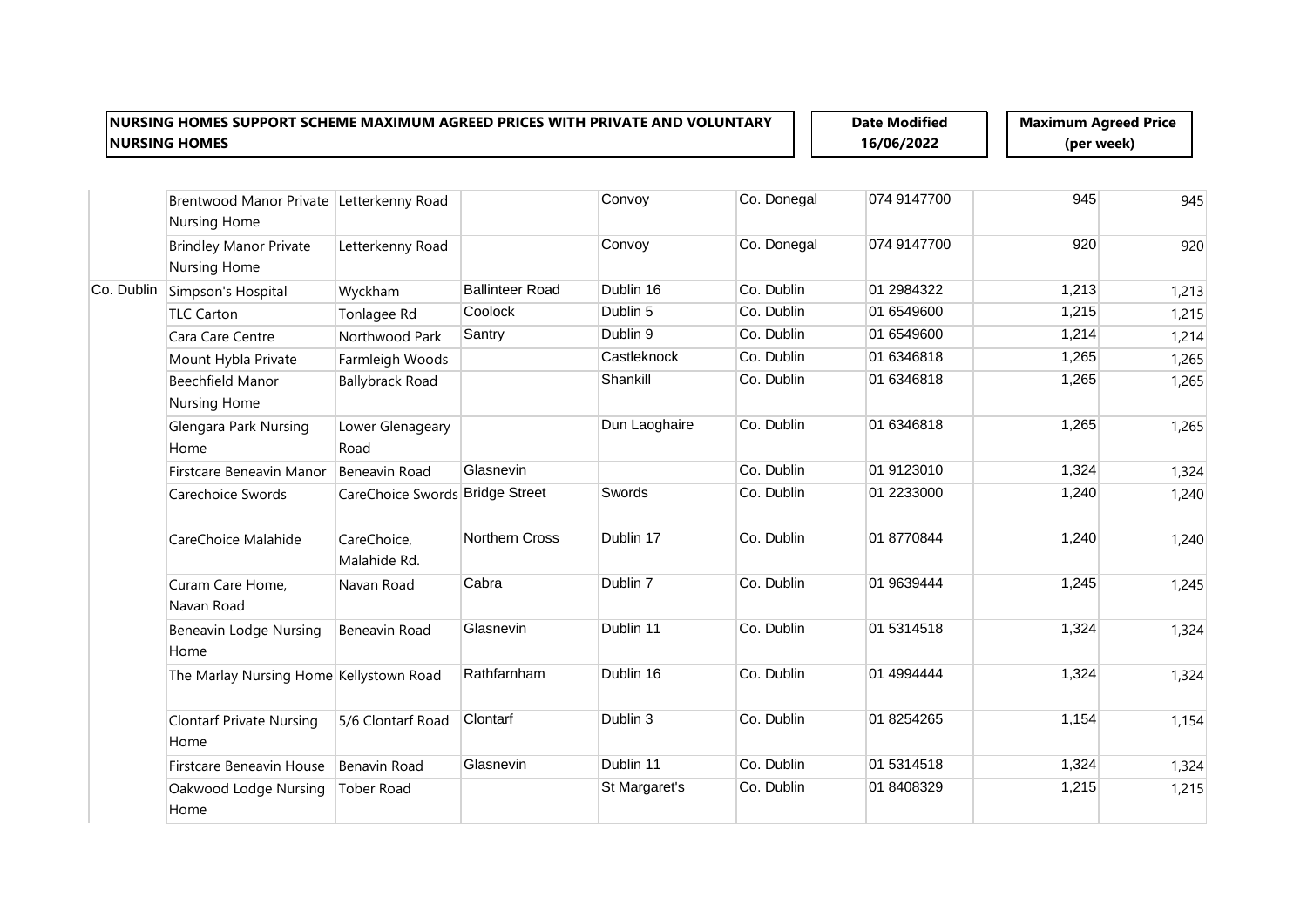| NURSING HOMES SUPPORT SCHEME MAXIMUM AGREED PRICES WITH PRIVATE AND VOLUNTARY NURSING HOMES | | | | | | Date Modified 16/06/2022 | | Maximum Agreed Price (per week) |
|---|---|---|---|---|---|---|---|---|
| | Brentwood Manor Private Nursing Home | Letterkenny Road | | Convoy | Co. Donegal | 074 9147700 | 945 | 945 |
| | Brindley Manor Private Nursing Home | Letterkenny Road | | Convoy | Co. Donegal | 074 9147700 | 920 | 920 |
| Co. Dublin | Simpson's Hospital | Wyckham | Ballinteer Road | Dublin 16 | Co. Dublin | 01 2984322 | 1,213 | 1,213 |
| | TLC Carton | Tonlagee Rd | Coolock | Dublin 5 | Co. Dublin | 01 6549600 | 1,215 | 1,215 |
| | Cara Care Centre | Northwood Park | Santry | Dublin 9 | Co. Dublin | 01 6549600 | 1,214 | 1,214 |
| | Mount Hybla Private | Farmleigh Woods | | Castleknock | Co. Dublin | 01 6346818 | 1,265 | 1,265 |
| | Beechfield Manor Nursing Home | Ballybrack Road | | Shankill | Co. Dublin | 01 6346818 | 1,265 | 1,265 |
| | Glengara Park Nursing Home | Lower Glenageary Road | | Dun Laoghaire | Co. Dublin | 01 6346818 | 1,265 | 1,265 |
| | Firstcare Beneavin Manor | Beneavin Road | Glasnevin | | Co. Dublin | 01 9123010 | 1,324 | 1,324 |
| | Carechoice Swords | CareChoice Swords | Bridge Street | Swords | Co. Dublin | 01 2233000 | 1,240 | 1,240 |
| | CareChoice Malahide | CareChoice, Malahide Rd. | Northern Cross | Dublin 17 | Co. Dublin | 01 8770844 | 1,240 | 1,240 |
| | Curam Care Home, Navan Road | Navan Road | Cabra | Dublin 7 | Co. Dublin | 01 9639444 | 1,245 | 1,245 |
| | Beneavin Lodge Nursing Home | Beneavin Road | Glasnevin | Dublin 11 | Co. Dublin | 01 5314518 | 1,324 | 1,324 |
| | The Marlay Nursing Home | Kellystown Road | Rathfarnham | Dublin 16 | Co. Dublin | 01 4994444 | 1,324 | 1,324 |
| | Clontarf Private Nursing Home | 5/6 Clontarf Road | Clontarf | Dublin 3 | Co. Dublin | 01 8254265 | 1,154 | 1,154 |
| | Firstcare Beneavin House | Benavin Road | Glasnevin | Dublin 11 | Co. Dublin | 01 5314518 | 1,324 | 1,324 |
| | Oakwood Lodge Nursing Home | Tober Road | | St Margaret's | Co. Dublin | 01 8408329 | 1,215 | 1,215 |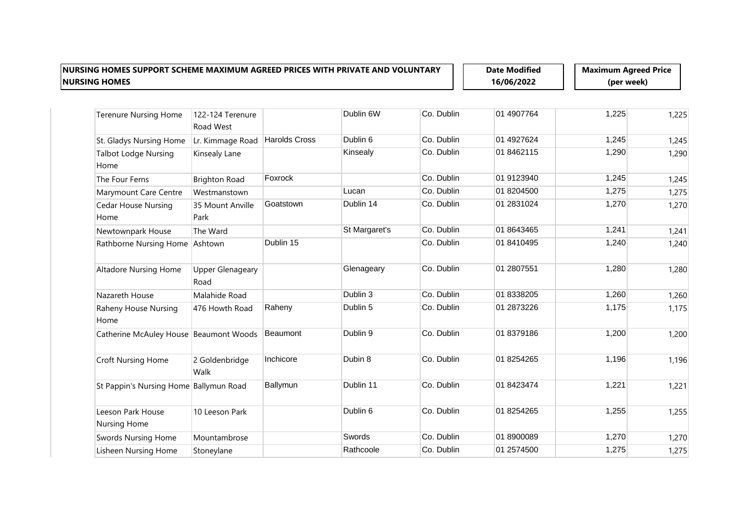| NURSING HOMES SUPPORT SCHEME MAXIMUM AGREED PRICES WITH PRIVATE AND VOLUNTARY NURSING HOMES | | | | | | Date Modified 16/06/2022 | Maximum Agreed Price (per week) |
|---|---|---|---|---|---|---|---|
| Terenure Nursing Home | 122-124 Terenure Road West | | Dublin 6W | Co. Dublin | 01 4907764 | 1,225 | 1,225 |
| St. Gladys Nursing Home | Lr. Kimmage Road | Harolds Cross | Dublin 6 | Co. Dublin | 01 4927624 | 1,245 | 1,245 |
| Talbot Lodge Nursing Home | Kinsealy Lane | | Kinsealy | Co. Dublin | 01 8462115 | 1,290 | 1,290 |
| The Four Ferns | Brighton Road | Foxrock | | Co. Dublin | 01 9123940 | 1,245 | 1,245 |
| Marymount Care Centre | Westmanstown | | Lucan | Co. Dublin | 01 8204500 | 1,275 | 1,275 |
| Cedar House Nursing Home | 35 Mount Anville Park | Goatstown | Dublin 14 | Co. Dublin | 01 2831024 | 1,270 | 1,270 |
| Newtownpark House | The Ward | | St Margaret's | Co. Dublin | 01 8643465 | 1,241 | 1,241 |
| Rathborne Nursing Home | Ashtown | Dublin 15 | | Co. Dublin | 01 8410495 | 1,240 | 1,240 |
| Altadore Nursing Home | Upper Glenageary Road | | Glenageary | Co. Dublin | 01 2807551 | 1,280 | 1,280 |
| Nazareth House | Malahide Road | | Dublin 3 | Co. Dublin | 01 8338205 | 1,260 | 1,260 |
| Raheny House Nursing Home | 476 Howth Road | Raheny | Dublin 5 | Co. Dublin | 01 2873226 | 1,175 | 1,175 |
| Catherine McAuley House | Beaumont Woods | Beaumont | Dublin 9 | Co. Dublin | 01 8379186 | 1,200 | 1,200 |
| Croft Nursing Home | 2 Goldenbridge Walk | Inchicore | Dubin 8 | Co. Dublin | 01 8254265 | 1,196 | 1,196 |
| St Pappin's Nursing Home | Ballymun Road | Ballymun | Dublin 11 | Co. Dublin | 01 8423474 | 1,221 | 1,221 |
| Leeson Park House Nursing Home | 10 Leeson Park | | Dublin 6 | Co. Dublin | 01 8254265 | 1,255 | 1,255 |
| Swords Nursing Home | Mountambrose | | Swords | Co. Dublin | 01 8900089 | 1,270 | 1,270 |
| Lisheen Nursing Home | Stoneylane | | Rathcoole | Co. Dublin | 01 2574500 | 1,275 | 1,275 |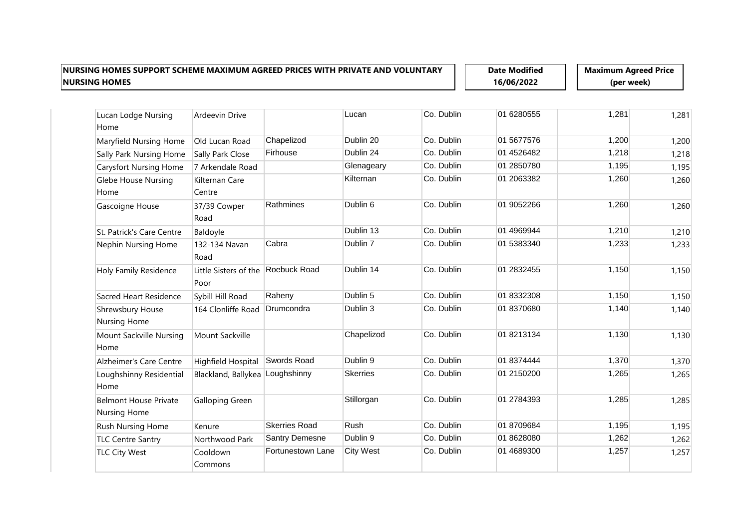| NURSING HOMES SUPPORT SCHEME MAXIMUM AGREED PRICES WITH PRIVATE AND VOLUNTARY NURSING HOMES | | | | | Date Modified 16/06/2022 | Maximum Agreed Price (per week) | |
|---|---|---|---|---|---|---|---|
| Lucan Lodge Nursing Home | Ardeevin Drive | | Lucan | Co. Dublin | 01 6280555 | 1,281 | 1,281 |
| Maryfield Nursing Home | Old Lucan Road | Chapelizod | Dublin 20 | Co. Dublin | 01 5677576 | 1,200 | 1,200 |
| Sally Park Nursing Home | Sally Park Close | Firhouse | Dublin 24 | Co. Dublin | 01 4526482 | 1,218 | 1,218 |
| Carysfort Nursing Home | 7 Arkendale Road | | Glenageary | Co. Dublin | 01 2850780 | 1,195 | 1,195 |
| Glebe House Nursing Home | Kilternan Care Centre | | Kilternan | Co. Dublin | 01 2063382 | 1,260 | 1,260 |
| Gascoigne House | 37/39 Cowper Road | Rathmines | Dublin 6 | Co. Dublin | 01 9052266 | 1,260 | 1,260 |
| St. Patrick's Care Centre | Baldoyle | | Dublin 13 | Co. Dublin | 01 4969944 | 1,210 | 1,210 |
| Nephin Nursing Home | 132-134 Navan Road | Cabra | Dublin 7 | Co. Dublin | 01 5383340 | 1,233 | 1,233 |
| Holy Family Residence | Little Sisters of the Poor | Roebuck Road | Dublin 14 | Co. Dublin | 01 2832455 | 1,150 | 1,150 |
| Sacred Heart Residence | Sybill Hill Road | Raheny | Dublin 5 | Co. Dublin | 01 8332308 | 1,150 | 1,150 |
| Shrewsbury House Nursing Home | 164 Clonliffe Road | Drumcondra | Dublin 3 | Co. Dublin | 01 8370680 | 1,140 | 1,140 |
| Mount Sackville Nursing Home | Mount Sackville | | Chapelizod | Co. Dublin | 01 8213134 | 1,130 | 1,130 |
| Alzheimer's Care Centre | Highfield Hospital | Swords Road | Dublin 9 | Co. Dublin | 01 8374444 | 1,370 | 1,370 |
| Loughshinny Residential Home | Blackland, Ballykea | Loughshinny | Skerries | Co. Dublin | 01 2150200 | 1,265 | 1,265 |
| Belmont House Private Nursing Home | Galloping Green | | Stillorgan | Co. Dublin | 01 2784393 | 1,285 | 1,285 |
| Rush Nursing Home | Kenure | Skerries Road | Rush | Co. Dublin | 01 8709684 | 1,195 | 1,195 |
| TLC Centre Santry | Northwood Park | Santry Demesne | Dublin 9 | Co. Dublin | 01 8628080 | 1,262 | 1,262 |
| TLC City West | Cooldown Commons | Fortunestown Lane | City West | Co. Dublin | 01 4689300 | 1,257 | 1,257 |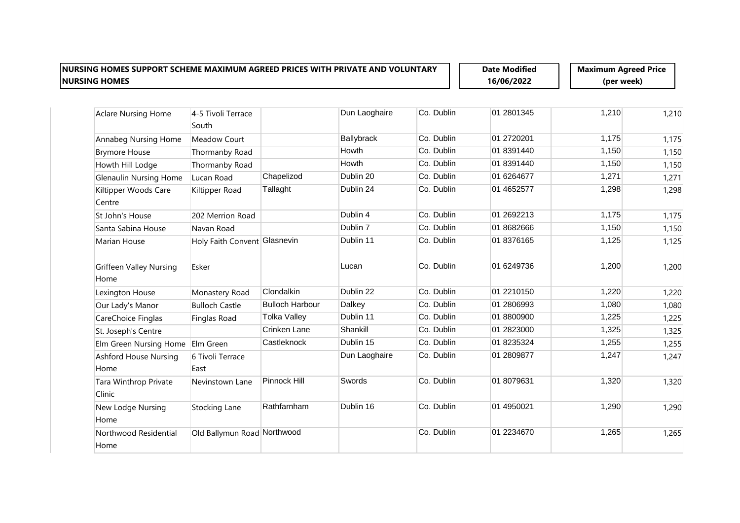| NURSING HOMES SUPPORT SCHEME MAXIMUM AGREED PRICES WITH PRIVATE AND VOLUNTARY NURSING HOMES | | | | | Date Modified 16/06/2022 | Maximum Agreed Price (per week) | |
|---|---|---|---|---|---|---|---|
| Aclare Nursing Home | 4-5 Tivoli Terrace South | | Dun Laoghaire | Co. Dublin | 01 2801345 | 1,210 | 1,210 |
| Annabeg Nursing Home | Meadow Court | | Ballybrack | Co. Dublin | 01 2720201 | 1,175 | 1,175 |
| Brymore House | Thormanby Road | | Howth | Co. Dublin | 01 8391440 | 1,150 | 1,150 |
| Howth Hill Lodge | Thormanby Road | | Howth | Co. Dublin | 01 8391440 | 1,150 | 1,150 |
| Glenaulin Nursing Home | Lucan Road | Chapelizod | Dublin 20 | Co. Dublin | 01 6264677 | 1,271 | 1,271 |
| Kiltipper Woods Care Centre | Kiltipper Road | Tallaght | Dublin 24 | Co. Dublin | 01 4652577 | 1,298 | 1,298 |
| St John's House | 202 Merrion Road | | Dublin 4 | Co. Dublin | 01 2692213 | 1,175 | 1,175 |
| Santa Sabina House | Navan Road | | Dublin 7 | Co. Dublin | 01 8682666 | 1,150 | 1,150 |
| Marian House | Holy Faith Convent | Glasnevin | Dublin 11 | Co. Dublin | 01 8376165 | 1,125 | 1,125 |
| Griffeen Valley Nursing Home | Esker | | Lucan | Co. Dublin | 01 6249736 | 1,200 | 1,200 |
| Lexington House | Monastery Road | Clondalkin | Dublin 22 | Co. Dublin | 01 2210150 | 1,220 | 1,220 |
| Our Lady's Manor | Bulloch Castle | Bulloch Harbour | Dalkey | Co. Dublin | 01 2806993 | 1,080 | 1,080 |
| CareChoice Finglas | Finglas Road | Tolka Valley | Dublin 11 | Co. Dublin | 01 8800900 | 1,225 | 1,225 |
| St. Joseph's Centre | | Crinken Lane | Shankill | Co. Dublin | 01 2823000 | 1,325 | 1,325 |
| Elm Green Nursing Home | Elm Green | Castleknock | Dublin 15 | Co. Dublin | 01 8235324 | 1,255 | 1,255 |
| Ashford House Nursing Home | 6 Tivoli Terrace East | | Dun Laoghaire | Co. Dublin | 01 2809877 | 1,247 | 1,247 |
| Tara Winthrop Private Clinic | Nevinstown Lane | Pinnock Hill | Swords | Co. Dublin | 01 8079631 | 1,320 | 1,320 |
| New Lodge Nursing Home | Stocking Lane | Rathfarnham | Dublin 16 | Co. Dublin | 01 4950021 | 1,290 | 1,290 |
| Northwood Residential Home | Old Ballymun Road | Northwood | | Co. Dublin | 01 2234670 | 1,265 | 1,265 |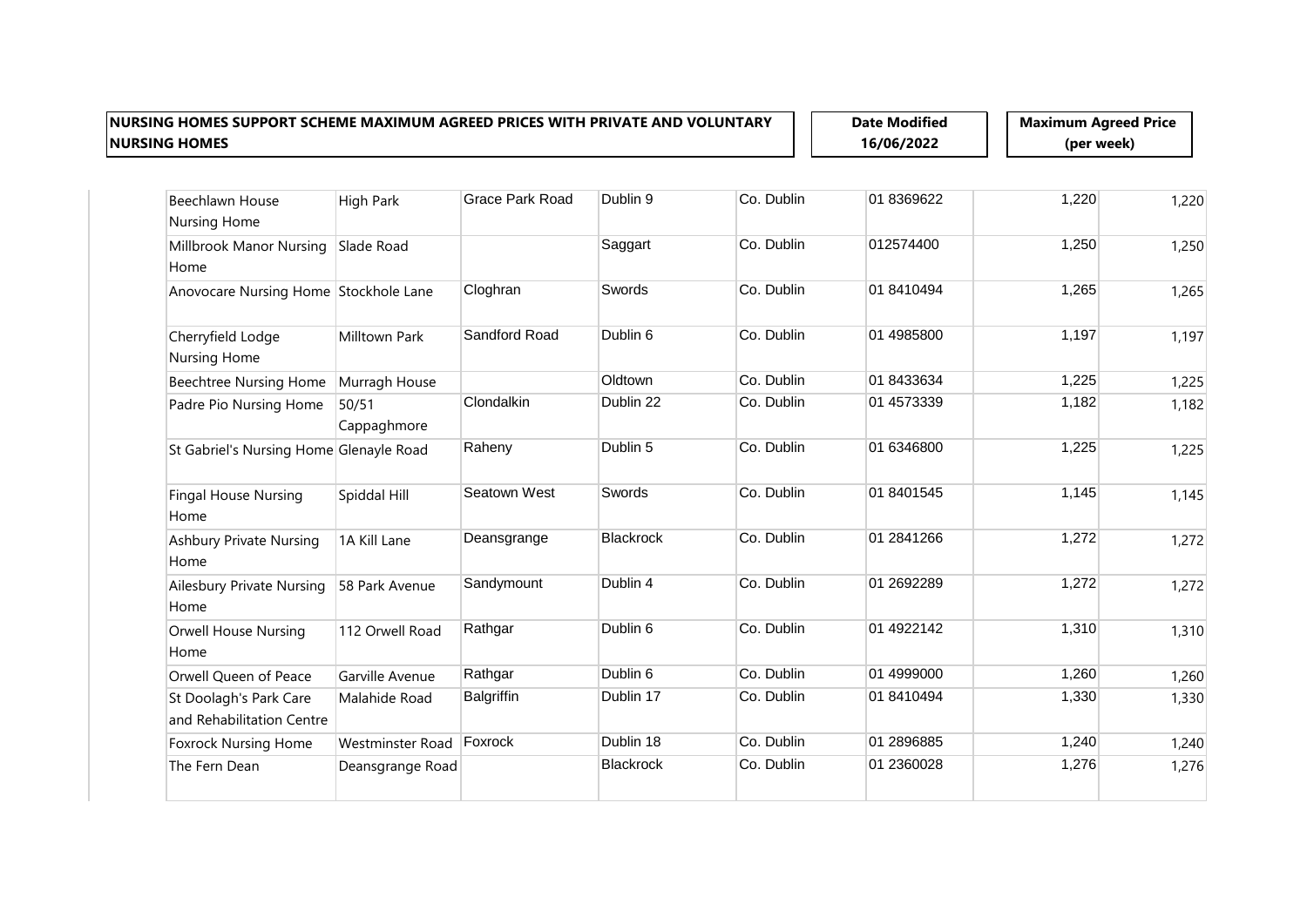**NURSING HOMES SUPPORT SCHEME MAXIMUM AGREED PRICES WITH PRIVATE AND VOLUNTARY NURSING HOMES**

**Date Modified 16/06/2022**

**Maximum Agreed Price (per week)**

| | | | | | | | |
|---|---|---|---|---|---|---|---|
| Beechlawn House Nursing Home | High Park | Grace Park Road | Dublin 9 | Co. Dublin | 01 8369622 | 1,220 | 1,220 |
| Millbrook Manor Nursing Home | Slade Road | | Saggart | Co. Dublin | 012574400 | 1,250 | 1,250 |
| Anovocare Nursing Home | Stockhole Lane | Cloghran | Swords | Co. Dublin | 01 8410494 | 1,265 | 1,265 |
| Cherryfield Lodge Nursing Home | Milltown Park | Sandford Road | Dublin 6 | Co. Dublin | 01 4985800 | 1,197 | 1,197 |
| Beechtree Nursing Home | Murragh House | | Oldtown | Co. Dublin | 01 8433634 | 1,225 | 1,225 |
| Padre Pio Nursing Home | 50/51 Cappaghmore | Clondalkin | Dublin 22 | Co. Dublin | 01 4573339 | 1,182 | 1,182 |
| St Gabriel's Nursing Home | Glenayle Road | Raheny | Dublin 5 | Co. Dublin | 01 6346800 | 1,225 | 1,225 |
| Fingal House Nursing Home | Spiddal Hill | Seatown West | Swords | Co. Dublin | 01 8401545 | 1,145 | 1,145 |
| Ashbury Private Nursing Home | 1A Kill Lane | Deansgrange | Blackrock | Co. Dublin | 01 2841266 | 1,272 | 1,272 |
| Ailesbury Private Nursing Home | 58 Park Avenue | Sandymount | Dublin 4 | Co. Dublin | 01 2692289 | 1,272 | 1,272 |
| Orwell House Nursing Home | 112 Orwell Road | Rathgar | Dublin 6 | Co. Dublin | 01 4922142 | 1,310 | 1,310 |
| Orwell Queen of Peace | Garville Avenue | Rathgar | Dublin 6 | Co. Dublin | 01 4999000 | 1,260 | 1,260 |
| St Doolagh's Park Care and Rehabilitation Centre | Malahide Road | Balgriffin | Dublin 17 | Co. Dublin | 01 8410494 | 1,330 | 1,330 |
| Foxrock Nursing Home | Westminster Road | Foxrock | Dublin 18 | Co. Dublin | 01 2896885 | 1,240 | 1,240 |
| The Fern Dean | Deansgrange Road | | Blackrock | Co. Dublin | 01 2360028 | 1,276 | 1,276 |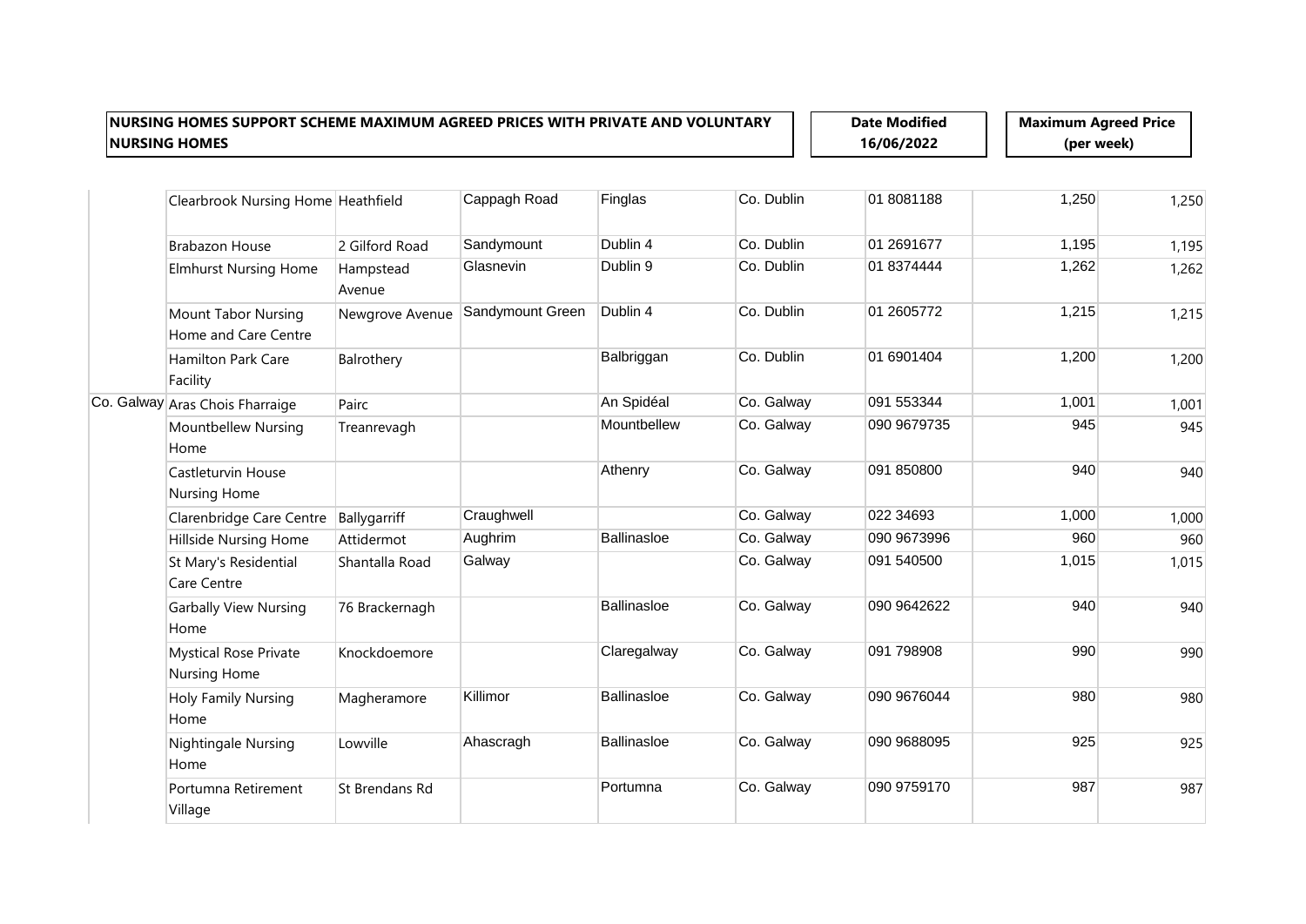| NURSING HOMES SUPPORT SCHEME MAXIMUM AGREED PRICES WITH PRIVATE AND VOLUNTARY NURSING HOMES | | | | | | Date Modified 16/06/2022 | | Maximum Agreed Price (per week) |
|---|---|---|---|---|---|---|---|---|
| | Clearbrook Nursing Home | Heathfield | Cappagh Road | Finglas | Co. Dublin | 01 8081188 | 1,250 | 1,250 |
| | Brabazon House | 2 Gilford Road | Sandymount | Dublin 4 | Co. Dublin | 01 2691677 | 1,195 | 1,195 |
| | Elmhurst Nursing Home | Hampstead Avenue | Glasnevin | Dublin 9 | Co. Dublin | 01 8374444 | 1,262 | 1,262 |
| | Mount Tabor Nursing Home and Care Centre | Newgrove Avenue | Sandymount Green | Dublin 4 | Co. Dublin | 01 2605772 | 1,215 | 1,215 |
| | Hamilton Park Care Facility | Balrothery | | Balbriggan | Co. Dublin | 01 6901404 | 1,200 | 1,200 |
| Co. Galway | Aras Chois Fharraige | Pairc | | An Spidéal | Co. Galway | 091 553344 | 1,001 | 1,001 |
| | Mountbellew Nursing Home | Treanrevagh | | Mountbellew | Co. Galway | 090 9679735 | 945 | 945 |
| | Castleturvin House Nursing Home | | | Athenry | Co. Galway | 091 850800 | 940 | 940 |
| | Clarenbridge Care Centre | Ballygarriff | Craughwell | | Co. Galway | 022 34693 | 1,000 | 1,000 |
| | Hillside Nursing Home | Attidermot | Aughrim | Ballinasloe | Co. Galway | 090 9673996 | 960 | 960 |
| | St Mary's Residential Care Centre | Shantalla Road | Galway | | Co. Galway | 091 540500 | 1,015 | 1,015 |
| | Garbally View Nursing Home | 76 Brackernagh | | Ballinasloe | Co. Galway | 090 9642622 | 940 | 940 |
| | Mystical Rose Private Nursing Home | Knockdoemore | | Claregalway | Co. Galway | 091 798908 | 990 | 990 |
| | Holy Family Nursing Home | Magheramore | Killimor | Ballinasloe | Co. Galway | 090 9676044 | 980 | 980 |
| | Nightingale Nursing Home | Lowville | Ahascragh | Ballinasloe | Co. Galway | 090 9688095 | 925 | 925 |
| | Portumna Retirement Village | St Brendans Rd | | Portumna | Co. Galway | 090 9759170 | 987 | 987 |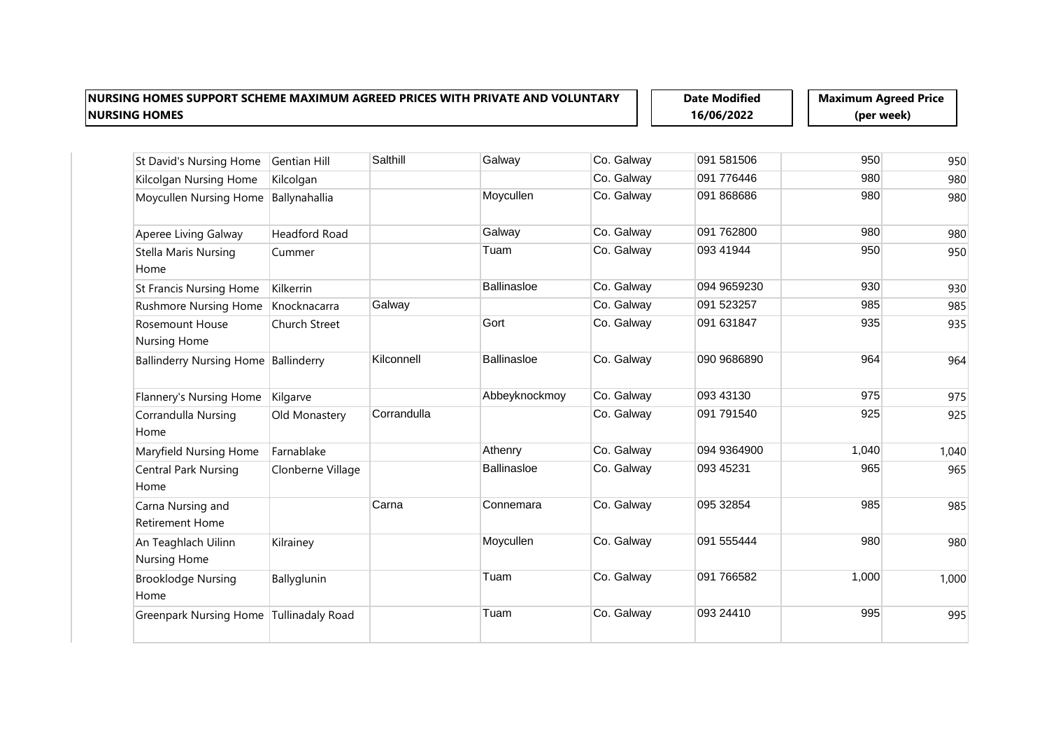| NURSING HOMES SUPPORT SCHEME MAXIMUM AGREED PRICES WITH PRIVATE AND VOLUNTARY NURSING HOMES | | | | | Date Modified 16/06/2022 | | Maximum Agreed Price (per week) |
|---|---|---|---|---|---|---|---|
| St David's Nursing Home | Gentian Hill | Salthill | Galway | Co. Galway | 091 581506 | 950 | 950 |
| Kilcolgan Nursing Home | Kilcolgan | | | Co. Galway | 091 776446 | 980 | 980 |
| Moycullen Nursing Home | Ballynahallia | | Moycullen | Co. Galway | 091 868686 | 980 | 980 |
| Aperee Living Galway | Headford Road | | Galway | Co. Galway | 091 762800 | 980 | 980 |
| Stella Maris Nursing Home | Cummer | | Tuam | Co. Galway | 093 41944 | 950 | 950 |
| St Francis Nursing Home | Kilkerrin | | Ballinasloe | Co. Galway | 094 9659230 | 930 | 930 |
| Rushmore Nursing Home | Knocknacarra | Galway | | Co. Galway | 091 523257 | 985 | 985 |
| Rosemount House Nursing Home | Church Street | | Gort | Co. Galway | 091 631847 | 935 | 935 |
| Ballinderry Nursing Home | Ballinderry | Kilconnell | Ballinasloe | Co. Galway | 090 9686890 | 964 | 964 |
| Flannery's Nursing Home | Kilgarve | | Abbeyknockmoy | Co. Galway | 093 43130 | 975 | 975 |
| Corrandulla Nursing Home | Old Monastery | Corrandulla | | Co. Galway | 091 791540 | 925 | 925 |
| Maryfield Nursing Home | Farnablake | | Athenry | Co. Galway | 094 9364900 | 1,040 | 1,040 |
| Central Park Nursing Home | Clonberne Village | | Ballinasloe | Co. Galway | 093 45231 | 965 | 965 |
| Carna Nursing and Retirement Home | | Carna | Connemara | Co. Galway | 095 32854 | 985 | 985 |
| An Teaghlach Uilinn Nursing Home | Kilrainey | | Moycullen | Co. Galway | 091 555444 | 980 | 980 |
| Brooklodge Nursing Home | Ballyglunin | | Tuam | Co. Galway | 091 766582 | 1,000 | 1,000 |
| Greenpark Nursing Home | Tullinadaly Road | | Tuam | Co. Galway | 093 24410 | 995 | 995 |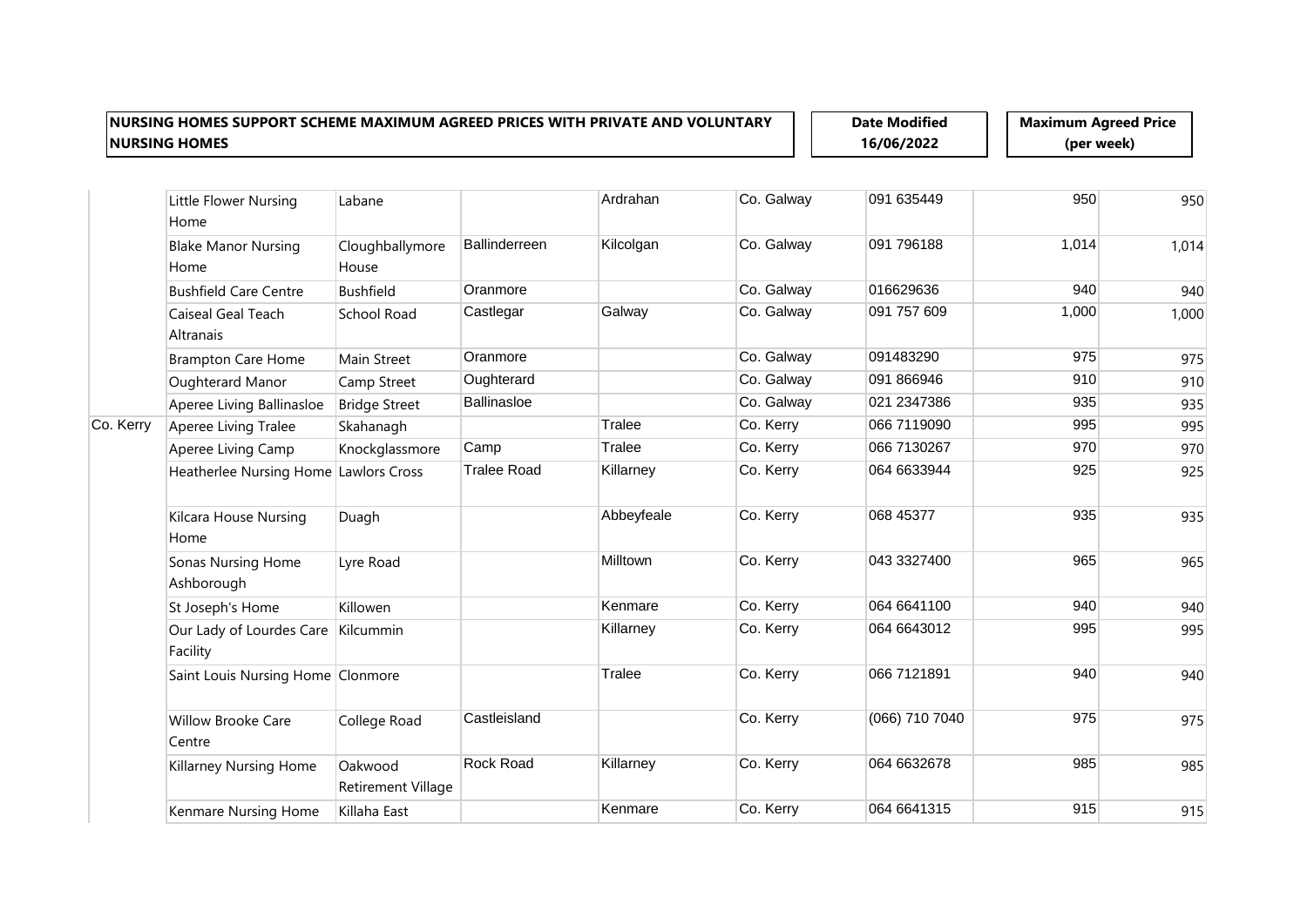**NURSING HOMES SUPPORT SCHEME MAXIMUM AGREED PRICES WITH PRIVATE AND VOLUNTARY NURSING HOMES**

**Date Modified**
**16/06/2022**

**Maximum Agreed Price (per week)**

| | | | | | | | | |
|---|---|---|---|---|---|---|---|---|
| | Little Flower Nursing Home | Labane | | Ardrahan | Co. Galway | 091 635449 | 950 | 950 |
| | Blake Manor Nursing Home | Cloughballymore House | Ballinderreen | Kilcolgan | Co. Galway | 091 796188 | 1,014 | 1,014 |
| | Bushfield Care Centre | Bushfield | Oranmore | | Co. Galway | 016629636 | 940 | 940 |
| | Caiseal Geal Teach Altranais | School Road | Castlegar | Galway | Co. Galway | 091 757 609 | 1,000 | 1,000 |
| | Brampton Care Home | Main Street | Oranmore | | Co. Galway | 091483290 | 975 | 975 |
| | Oughterard Manor | Camp Street | Oughterard | | Co. Galway | 091 866946 | 910 | 910 |
| | Aperee Living Ballinasloe | Bridge Street | Ballinasloe | | Co. Galway | 021 2347386 | 935 | 935 |
| Co. Kerry | Aperee Living Tralee | Skahanagh | | Tralee | Co. Kerry | 066 7119090 | 995 | 995 |
| | Aperee Living Camp | Knockglassmore | Camp | Tralee | Co. Kerry | 066 7130267 | 970 | 970 |
| | Heatherlee Nursing Home | Lawlors Cross | Tralee Road | Killarney | Co. Kerry | 064 6633944 | 925 | 925 |
| | Kilcara House Nursing Home | Duagh | | Abbeyfeale | Co. Kerry | 068 45377 | 935 | 935 |
| | Sonas Nursing Home Ashborough | Lyre Road | | Milltown | Co. Kerry | 043 3327400 | 965 | 965 |
| | St Joseph's Home | Killowen | | Kenmare | Co. Kerry | 064 6641100 | 940 | 940 |
| | Our Lady of Lourdes Care Facility | Kilcummin | | Killarney | Co. Kerry | 064 6643012 | 995 | 995 |
| | Saint Louis Nursing Home | Clonmore | | Tralee | Co. Kerry | 066 7121891 | 940 | 940 |
| | Willow Brooke Care Centre | College Road | Castleisland | | Co. Kerry | (066) 710 7040 | 975 | 975 |
| | Killarney Nursing Home | Oakwood Retirement Village | Rock Road | Killarney | Co. Kerry | 064 6632678 | 985 | 985 |
| | Kenmare Nursing Home | Killaha East | | Kenmare | Co. Kerry | 064 6641315 | 915 | 915 |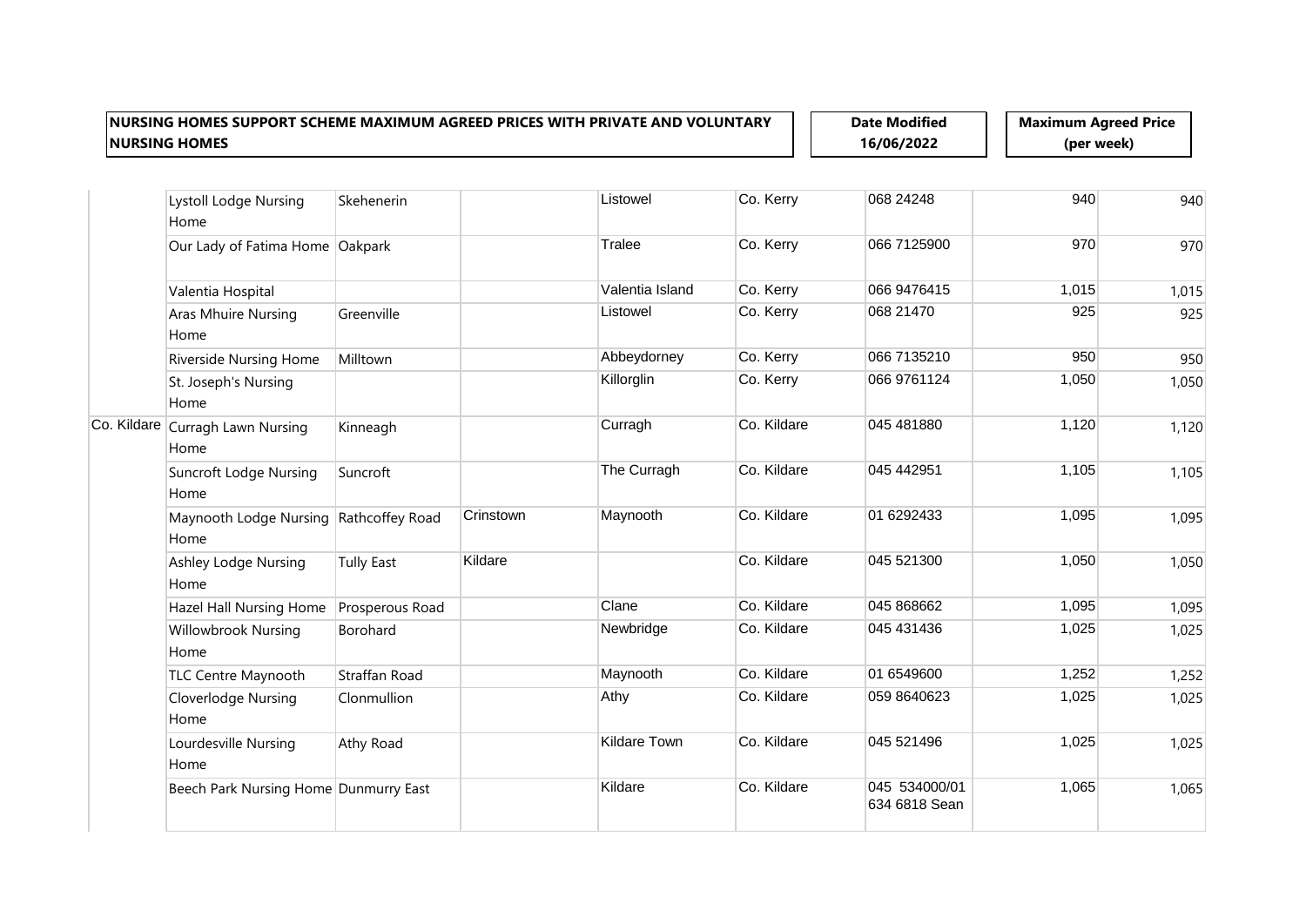| NURSING HOMES SUPPORT SCHEME MAXIMUM AGREED PRICES WITH PRIVATE AND VOLUNTARY NURSING HOMES | Date Modified 16/06/2022 | Maximum Agreed Price (per week) |
|---|---|---|

| | | | | | | | | |
|---|---|---|---|---|---|---|---|---|
| | Lystoll Lodge Nursing Home | Skehenerin | | Listowel | Co. Kerry | 068 24248 | 940 | 940 |
| | Our Lady of Fatima Home | Oakpark | | Tralee | Co. Kerry | 066 7125900 | 970 | 970 |
| | Valentia Hospital | | | Valentia Island | Co. Kerry | 066 9476415 | 1,015 | 1,015 |
| | Aras Mhuire Nursing Home | Greenville | | Listowel | Co. Kerry | 068 21470 | 925 | 925 |
| | Riverside Nursing Home | Milltown | | Abbeydorney | Co. Kerry | 066 7135210 | 950 | 950 |
| | St. Joseph's Nursing Home | | | Killorglin | Co. Kerry | 066 9761124 | 1,050 | 1,050 |
| Co. Kildare | Curragh Lawn Nursing Home | Kinneagh | | Curragh | Co. Kildare | 045 481880 | 1,120 | 1,120 |
| | Suncroft Lodge Nursing Home | Suncroft | | The Curragh | Co. Kildare | 045 442951 | 1,105 | 1,105 |
| | Maynooth Lodge Nursing Home | Rathcoffey Road | Crinstown | Maynooth | Co. Kildare | 01 6292433 | 1,095 | 1,095 |
| | Ashley Lodge Nursing Home | Tully East | Kildare | | Co. Kildare | 045 521300 | 1,050 | 1,050 |
| | Hazel Hall Nursing Home | Prosperous Road | | Clane | Co. Kildare | 045 868662 | 1,095 | 1,095 |
| | Willowbrook Nursing Home | Borohard | | Newbridge | Co. Kildare | 045 431436 | 1,025 | 1,025 |
| | TLC Centre Maynooth | Straffan Road | | Maynooth | Co. Kildare | 01 6549600 | 1,252 | 1,252 |
| | Cloverlodge Nursing Home | Clonmullion | | Athy | Co. Kildare | 059 8640623 | 1,025 | 1,025 |
| | Lourdesville Nursing Home | Athy Road | | Kildare Town | Co. Kildare | 045 521496 | 1,025 | 1,025 |
| | Beech Park Nursing Home | Dunmurry East | | Kildare | Co. Kildare | 045 534000/01 634 6818 Sean | 1,065 | 1,065 |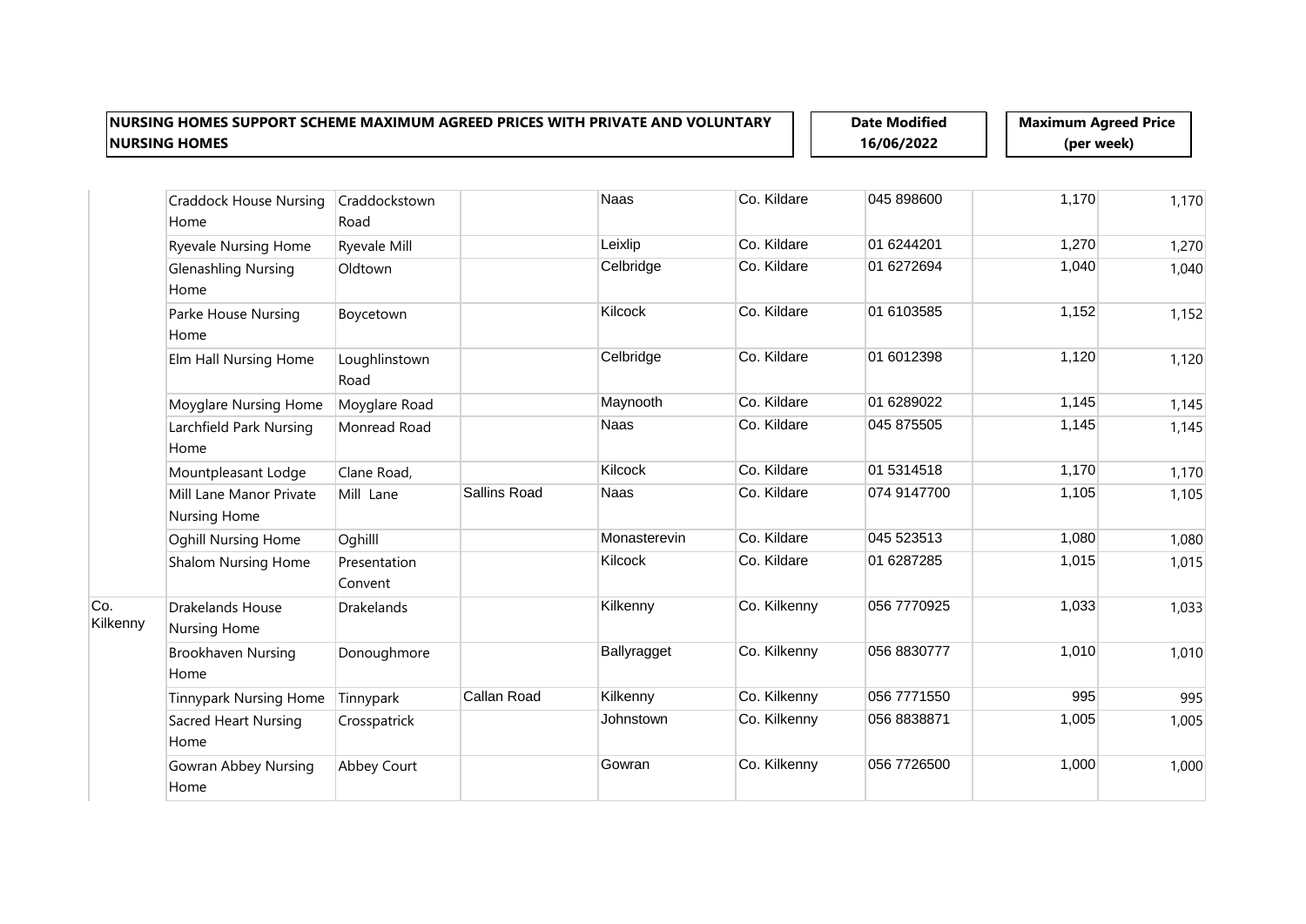| NURSING HOMES SUPPORT SCHEME MAXIMUM AGREED PRICES WITH PRIVATE AND VOLUNTARY NURSING HOMES | | | | | | Date Modified 16/06/2022 | Maximum Agreed Price (per week) | |
|---|---|---|---|---|---|---|---|---|
| | Craddock House Nursing Home | Craddockstown Road | | Naas | Co. Kildare | 045 898600 | 1,170 | 1,170 |
| | Ryevale Nursing Home | Ryevale Mill | | Leixlip | Co. Kildare | 01 6244201 | 1,270 | 1,270 |
| | Glenashling Nursing Home | Oldtown | | Celbridge | Co. Kildare | 01 6272694 | 1,040 | 1,040 |
| | Parke House Nursing Home | Boycetown | | Kilcock | Co. Kildare | 01 6103585 | 1,152 | 1,152 |
| | Elm Hall Nursing Home | Loughlinstown Road | | Celbridge | Co. Kildare | 01 6012398 | 1,120 | 1,120 |
| | Moyglare Nursing Home | Moyglare Road | | Maynooth | Co. Kildare | 01 6289022 | 1,145 | 1,145 |
| | Larchfield Park Nursing Home | Monread Road | | Naas | Co. Kildare | 045 875505 | 1,145 | 1,145 |
| | Mountpleasant Lodge | Clane Road, | | Kilcock | Co. Kildare | 01 5314518 | 1,170 | 1,170 |
| | Mill Lane Manor Private Nursing Home | Mill Lane | Sallins Road | Naas | Co. Kildare | 074 9147700 | 1,105 | 1,105 |
| | Oghill Nursing Home | Oghilll | | Monasterevin | Co. Kildare | 045 523513 | 1,080 | 1,080 |
| | Shalom Nursing Home | Presentation Convent | | Kilcock | Co. Kildare | 01 6287285 | 1,015 | 1,015 |
| Co. Kilkenny | Drakelands House Nursing Home | Drakelands | | Kilkenny | Co. Kilkenny | 056 7770925 | 1,033 | 1,033 |
| | Brookhaven Nursing Home | Donoughmore | | Ballyragget | Co. Kilkenny | 056 8830777 | 1,010 | 1,010 |
| | Tinnypark Nursing Home | Tinnypark | Callan Road | Kilkenny | Co. Kilkenny | 056 7771550 | 995 | 995 |
| | Sacred Heart Nursing Home | Crosspatrick | | Johnstown | Co. Kilkenny | 056 8838871 | 1,005 | 1,005 |
| | Gowran Abbey Nursing Home | Abbey Court | | Gowran | Co. Kilkenny | 056 7726500 | 1,000 | 1,000 |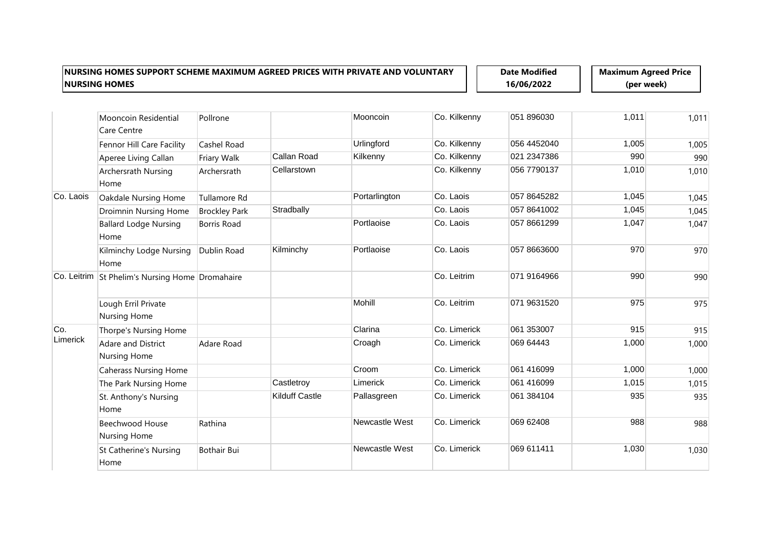**NURSING HOMES SUPPORT SCHEME MAXIMUM AGREED PRICES WITH PRIVATE AND VOLUNTARY NURSING HOMES**

**Date Modified 16/06/2022**

**Maximum Agreed Price (per week)**

| | | | | | | | | |
|---|---|---|---|---|---|---|---|---|
| | Mooncoin Residential Care Centre | Pollrone | | Mooncoin | Co. Kilkenny | 051 896030 | 1,011 | 1,011 |
| | Fennor Hill Care Facility | Cashel Road | | Urlingford | Co. Kilkenny | 056 4452040 | 1,005 | 1,005 |
| | Aperee Living Callan | Friary Walk | Callan Road | Kilkenny | Co. Kilkenny | 021 2347386 | 990 | 990 |
| | Archersrath Nursing Home | Archersrath | Cellarstown | | Co. Kilkenny | 056 7790137 | 1,010 | 1,010 |
| Co. Laois | Oakdale Nursing Home | Tullamore Rd | | Portarlington | Co. Laois | 057 8645282 | 1,045 | 1,045 |
| | Droimnin Nursing Home | Brockley Park | Stradbally | | Co. Laois | 057 8641002 | 1,045 | 1,045 |
| | Ballard Lodge Nursing Home | Borris Road | | Portlaoise | Co. Laois | 057 8661299 | 1,047 | 1,047 |
| | Kilminchy Lodge Nursing Home | Dublin Road | Kilminchy | Portlaoise | Co. Laois | 057 8663600 | 970 | 970 |
| Co. Leitrim | St Phelim's Nursing Home | Dromahaire | | | Co. Leitrim | 071 9164966 | 990 | 990 |
| | Lough Erril Private Nursing Home | | | Mohill | Co. Leitrim | 071 9631520 | 975 | 975 |
| Co. Limerick | Thorpe's Nursing Home | | | Clarina | Co. Limerick | 061 353007 | 915 | 915 |
| | Adare and District Nursing Home | Adare Road | | Croagh | Co. Limerick | 069 64443 | 1,000 | 1,000 |
| | Caherass Nursing Home | | | Croom | Co. Limerick | 061 416099 | 1,000 | 1,000 |
| | The Park Nursing Home | | Castletroy | Limerick | Co. Limerick | 061 416099 | 1,015 | 1,015 |
| | St. Anthony's Nursing Home | | Kilduff Castle | Pallasgreen | Co. Limerick | 061 384104 | 935 | 935 |
| | Beechwood House Nursing Home | Rathina | | Newcastle West | Co. Limerick | 069 62408 | 988 | 988 |
| | St Catherine's Nursing Home | Bothair Bui | | Newcastle West | Co. Limerick | 069 611411 | 1,030 | 1,030 |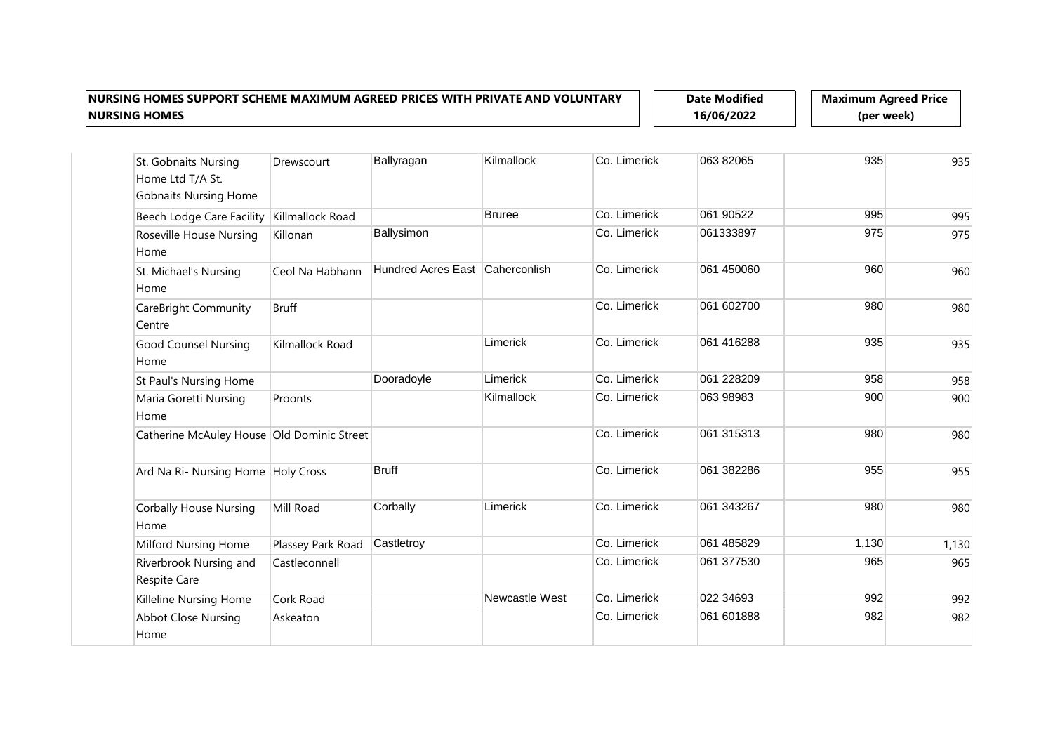**NURSING HOMES SUPPORT SCHEME MAXIMUM AGREED PRICES WITH PRIVATE AND VOLUNTARY NURSING HOMES**

**Date Modified 16/06/2022**

**Maximum Agreed Price (per week)**

| | | | | | | | |
|---|---|---|---|---|---|---|---|
| St. Gobnaits Nursing Home Ltd T/A St. Gobnaits Nursing Home | Drewscourt | Ballyragan | Kilmallock | Co. Limerick | 063 82065 | 935 | 935 |
| Beech Lodge Care Facility | Killmallock Road | | Bruree | Co. Limerick | 061 90522 | 995 | 995 |
| Roseville House Nursing Home | Killonan | Ballysimon | | Co. Limerick | 061333897 | 975 | 975 |
| St. Michael's Nursing Home | Ceol Na Habhann | Hundred Acres East | Caherconlish | Co. Limerick | 061 450060 | 960 | 960 |
| CareBright Community Centre | Bruff | | | Co. Limerick | 061 602700 | 980 | 980 |
| Good Counsel Nursing Home | Kilmallock Road | | Limerick | Co. Limerick | 061 416288 | 935 | 935 |
| St Paul's Nursing Home | | Dooradoyle | Limerick | Co. Limerick | 061 228209 | 958 | 958 |
| Maria Goretti Nursing Home | Proonts | | Kilmallock | Co. Limerick | 063 98983 | 900 | 900 |
| Catherine McAuley House | Old Dominic Street | | | Co. Limerick | 061 315313 | 980 | 980 |
| Ard Na Ri- Nursing Home | Holy Cross | Bruff | | Co. Limerick | 061 382286 | 955 | 955 |
| Corbally House Nursing Home | Mill Road | Corbally | Limerick | Co. Limerick | 061 343267 | 980 | 980 |
| Milford Nursing Home | Plassey Park Road | Castletroy | | Co. Limerick | 061 485829 | 1,130 | 1,130 |
| Riverbrook Nursing and Respite Care | Castleconnell | | | Co. Limerick | 061 377530 | 965 | 965 |
| Killeline Nursing Home | Cork Road | | Newcastle West | Co. Limerick | 022 34693 | 992 | 992 |
| Abbot Close Nursing Home | Askeaton | | | Co. Limerick | 061 601888 | 982 | 982 |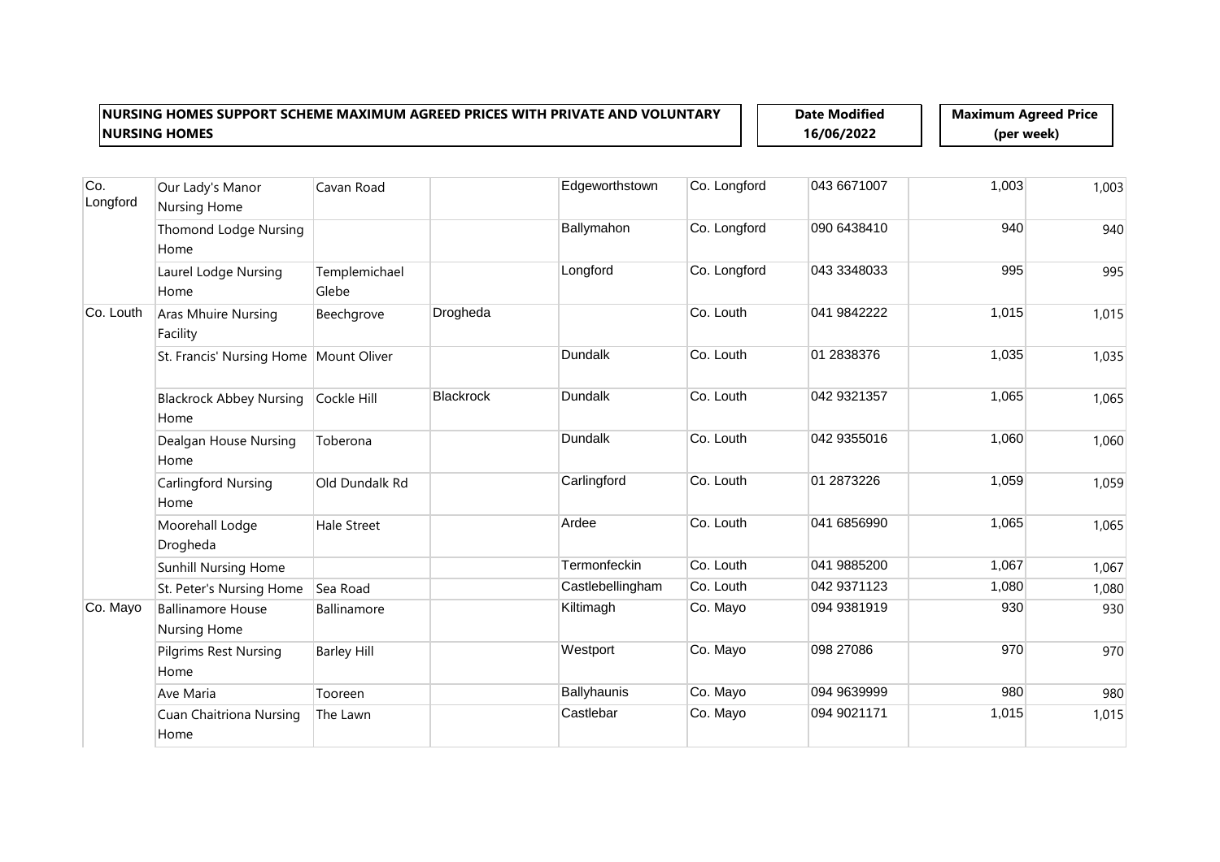**NURSING HOMES SUPPORT SCHEME MAXIMUM AGREED PRICES WITH PRIVATE AND VOLUNTARY NURSING HOMES**

**Date Modified 16/06/2022**

**Maximum Agreed Price (per week)**

| | | | | | | | | |
|---|---|---|---|---|---|---|---|---|
| Co. Longford | Our Lady's Manor Nursing Home | Cavan Road | | Edgeworthstown | Co. Longford | 043 6671007 | 1,003 | 1,003 |
| | Thomond Lodge Nursing Home | | | Ballymahon | Co. Longford | 090 6438410 | 940 | 940 |
| | Laurel Lodge Nursing Home | Templemichael Glebe | | Longford | Co. Longford | 043 3348033 | 995 | 995 |
| Co. Louth | Aras Mhuire Nursing Facility | Beechgrove | Drogheda | | Co. Louth | 041 9842222 | 1,015 | 1,015 |
| | St. Francis' Nursing Home | Mount Oliver | | Dundalk | Co. Louth | 01 2838376 | 1,035 | 1,035 |
| | Blackrock Abbey Nursing Home | Cockle Hill | Blackrock | Dundalk | Co. Louth | 042 9321357 | 1,065 | 1,065 |
| | Dealgan House Nursing Home | Toberona | | Dundalk | Co. Louth | 042 9355016 | 1,060 | 1,060 |
| | Carlingford Nursing Home | Old Dundalk Rd | | Carlingford | Co. Louth | 01 2873226 | 1,059 | 1,059 |
| | Moorehall Lodge Drogheda | Hale Street | | Ardee | Co. Louth | 041 6856990 | 1,065 | 1,065 |
| | Sunhill Nursing Home | | | Termonfeckin | Co. Louth | 041 9885200 | 1,067 | 1,067 |
| | St. Peter's Nursing Home | Sea Road | | Castlebellingham | Co. Louth | 042 9371123 | 1,080 | 1,080 |
| Co. Mayo | Ballinamore House Nursing Home | Ballinamore | | Kiltimagh | Co. Mayo | 094 9381919 | 930 | 930 |
| | Pilgrims Rest Nursing Home | Barley Hill | | Westport | Co. Mayo | 098 27086 | 970 | 970 |
| | Ave Maria | Tooreen | | Ballyhaunis | Co. Mayo | 094 9639999 | 980 | 980 |
| | Cuan Chaitriona Nursing Home | The Lawn | | Castlebar | Co. Mayo | 094 9021171 | 1,015 | 1,015 |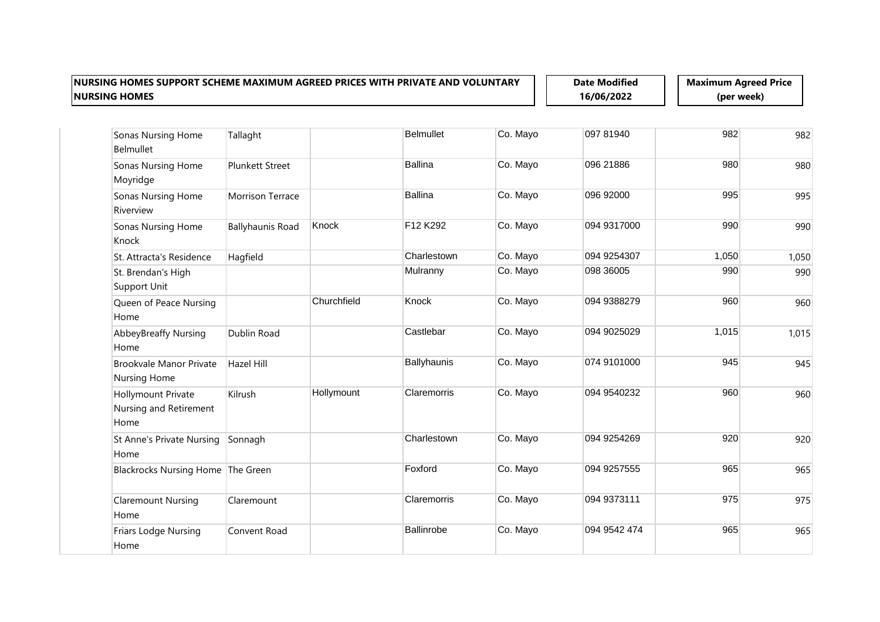**NURSING HOMES SUPPORT SCHEME MAXIMUM AGREED PRICES WITH PRIVATE AND VOLUNTARY NURSING HOMES**

**Date Modified 16/06/2022**

**Maximum Agreed Price (per week)**

| | | | | | | | |
|---|---|---|---|---|---|---|---|
| Sonas Nursing Home Belmullet | Tallaght | | Belmullet | Co. Mayo | 097 81940 | 982 | 982 |
| Sonas Nursing Home Moyridge | Plunkett Street | | Ballina | Co. Mayo | 096 21886 | 980 | 980 |
| Sonas Nursing Home Riverview | Morrison Terrace | | Ballina | Co. Mayo | 096 92000 | 995 | 995 |
| Sonas Nursing Home Knock | Ballyhaunis Road | Knock | F12 K292 | Co. Mayo | 094 9317000 | 990 | 990 |
| St. Attracta's Residence | Hagfield | | Charlestown | Co. Mayo | 094 9254307 | 1,050 | 1,050 |
| St. Brendan's High Support Unit | | | Mulranny | Co. Mayo | 098 36005 | 990 | 990 |
| Queen of Peace Nursing Home | | Churchfield | Knock | Co. Mayo | 094 9388279 | 960 | 960 |
| AbbeyBreaffy Nursing Home | Dublin Road | | Castlebar | Co. Mayo | 094 9025029 | 1,015 | 1,015 |
| Brookvale Manor Private Nursing Home | Hazel Hill | | Ballyhaunis | Co. Mayo | 074 9101000 | 945 | 945 |
| Hollymount Private Nursing and Retirement Home | Kilrush | Hollymount | Claremorris | Co. Mayo | 094 9540232 | 960 | 960 |
| St Anne's Private Nursing Home | Sonnagh | | Charlestown | Co. Mayo | 094 9254269 | 920 | 920 |
| Blackrocks Nursing Home | The Green | | Foxford | Co. Mayo | 094 9257555 | 965 | 965 |
| Claremount Nursing Home | Claremount | | Claremorris | Co. Mayo | 094 9373111 | 975 | 975 |
| Friars Lodge Nursing Home | Convent Road | | Ballinrobe | Co. Mayo | 094 9542 474 | 965 | 965 |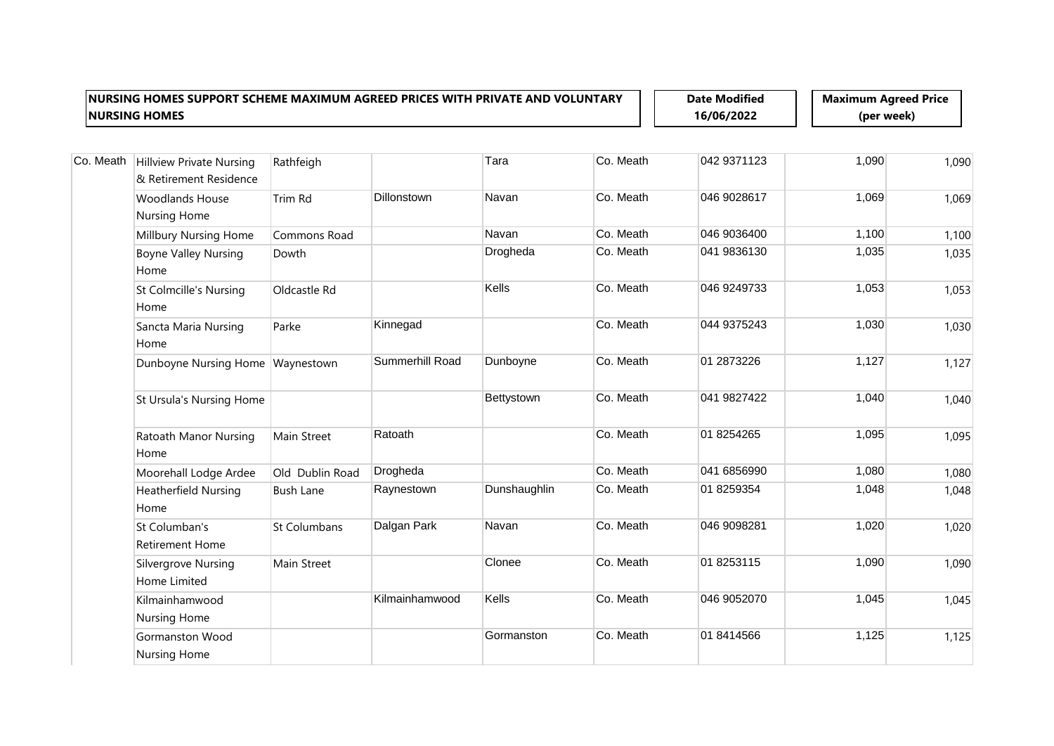| NURSING HOMES SUPPORT SCHEME MAXIMUM AGREED PRICES WITH PRIVATE AND VOLUNTARY NURSING HOMES | Date Modified 16/06/2022 | Maximum Agreed Price (per week) |
|---|---|---|

| | | | | | | | | |
|---|---|---|---|---|---|---|---|---|
| Co. Meath | Hillview Private Nursing & Retirement Residence | Rathfeigh | | Tara | Co. Meath | 042 9371123 | 1,090 | 1,090 |
| | Woodlands House Nursing Home | Trim Rd | Dillonstown | Navan | Co. Meath | 046 9028617 | 1,069 | 1,069 |
| | Millbury Nursing Home | Commons Road | | Navan | Co. Meath | 046 9036400 | 1,100 | 1,100 |
| | Boyne Valley Nursing Home | Dowth | | Drogheda | Co. Meath | 041 9836130 | 1,035 | 1,035 |
| | St Colmcille's Nursing Home | Oldcastle Rd | | Kells | Co. Meath | 046 9249733 | 1,053 | 1,053 |
| | Sancta Maria Nursing Home | Parke | Kinnegad | | Co. Meath | 044 9375243 | 1,030 | 1,030 |
| | Dunboyne Nursing Home | Waynestown | Summerhill Road | Dunboyne | Co. Meath | 01 2873226 | 1,127 | 1,127 |
| | St Ursula's Nursing Home | | | Bettystown | Co. Meath | 041 9827422 | 1,040 | 1,040 |
| | Ratoath Manor Nursing Home | Main Street | Ratoath | | Co. Meath | 01 8254265 | 1,095 | 1,095 |
| | Moorehall Lodge Ardee | Old Dublin Road | Drogheda | | Co. Meath | 041 6856990 | 1,080 | 1,080 |
| | Heatherfield Nursing Home | Bush Lane | Raynestown | Dunshaughlin | Co. Meath | 01 8259354 | 1,048 | 1,048 |
| | St Columban's Retirement Home | St Columbans | Dalgan Park | Navan | Co. Meath | 046 9098281 | 1,020 | 1,020 |
| | Silvergrove Nursing Home Limited | Main Street | | Clonee | Co. Meath | 01 8253115 | 1,090 | 1,090 |
| | Kilmainhamwood Nursing Home | | Kilmainhamwood | Kells | Co. Meath | 046 9052070 | 1,045 | 1,045 |
| | Gormanston Wood Nursing Home | | | Gormanston | Co. Meath | 01 8414566 | 1,125 | 1,125 |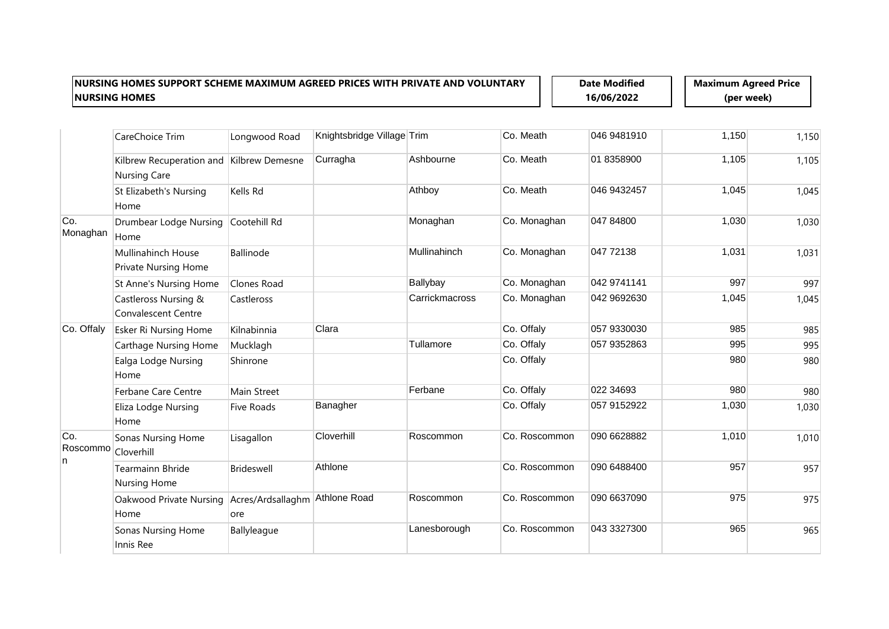**NURSING HOMES SUPPORT SCHEME MAXIMUM AGREED PRICES WITH PRIVATE AND VOLUNTARY NURSING HOMES**

**Date Modified 16/06/2022**

**Maximum Agreed Price (per week)**

| | | | | | | | | |
|---|---|---|---|---|---|---|---|---|
| | CareChoice Trim | Longwood Road | Knightsbridge Village | Trim | Co. Meath | 046 9481910 | 1,150 | 1,150 |
| | Kilbrew Recuperation and Nursing Care | Kilbrew Demesne | Curragha | Ashbourne | Co. Meath | 01 8358900 | 1,105 | 1,105 |
| | St Elizabeth's Nursing Home | Kells Rd | | Athboy | Co. Meath | 046 9432457 | 1,045 | 1,045 |
| Co. Monaghan | Drumbear Lodge Nursing Home | Cootehill Rd | | Monaghan | Co. Monaghan | 047 84800 | 1,030 | 1,030 |
| | Mullinahinch House Private Nursing Home | Ballinode | | Mullinahinch | Co. Monaghan | 047 72138 | 1,031 | 1,031 |
| | St Anne's Nursing Home | Clones Road | | Ballybay | Co. Monaghan | 042 9741141 | 997 | 997 |
| | Castleross Nursing & Convalescent Centre | Castleross | | Carrickmacross | Co. Monaghan | 042 9692630 | 1,045 | 1,045 |
| Co. Offaly | Esker Ri Nursing Home | Kilnabinnia | Clara | | Co. Offaly | 057 9330030 | 985 | 985 |
| | Carthage Nursing Home | Mucklagh | | Tullamore | Co. Offaly | 057 9352863 | 995 | 995 |
| | Ealga Lodge Nursing Home | Shinrone | | | Co. Offaly | | 980 | 980 |
| | Ferbane Care Centre | Main Street | | Ferbane | Co. Offaly | 022 34693 | 980 | 980 |
| | Eliza Lodge Nursing Home | Five Roads | Banagher | | Co. Offaly | 057 9152922 | 1,030 | 1,030 |
| Co. Roscommon | Sonas Nursing Home Cloverhill | Lisagallon | Cloverhill | Roscommon | Co. Roscommon | 090 6628882 | 1,010 | 1,010 |
| | Tearmainn Bhride Nursing Home | Brideswell | Athlone | | Co. Roscommon | 090 6488400 | 957 | 957 |
| | Oakwood Private Nursing Home | Acres/Ardsallaghmore | Athlone Road | Roscommon | Co. Roscommon | 090 6637090 | 975 | 975 |
| | Sonas Nursing Home Innis Ree | Ballyleague | | Lanesborough | Co. Roscommon | 043 3327300 | 965 | 965 |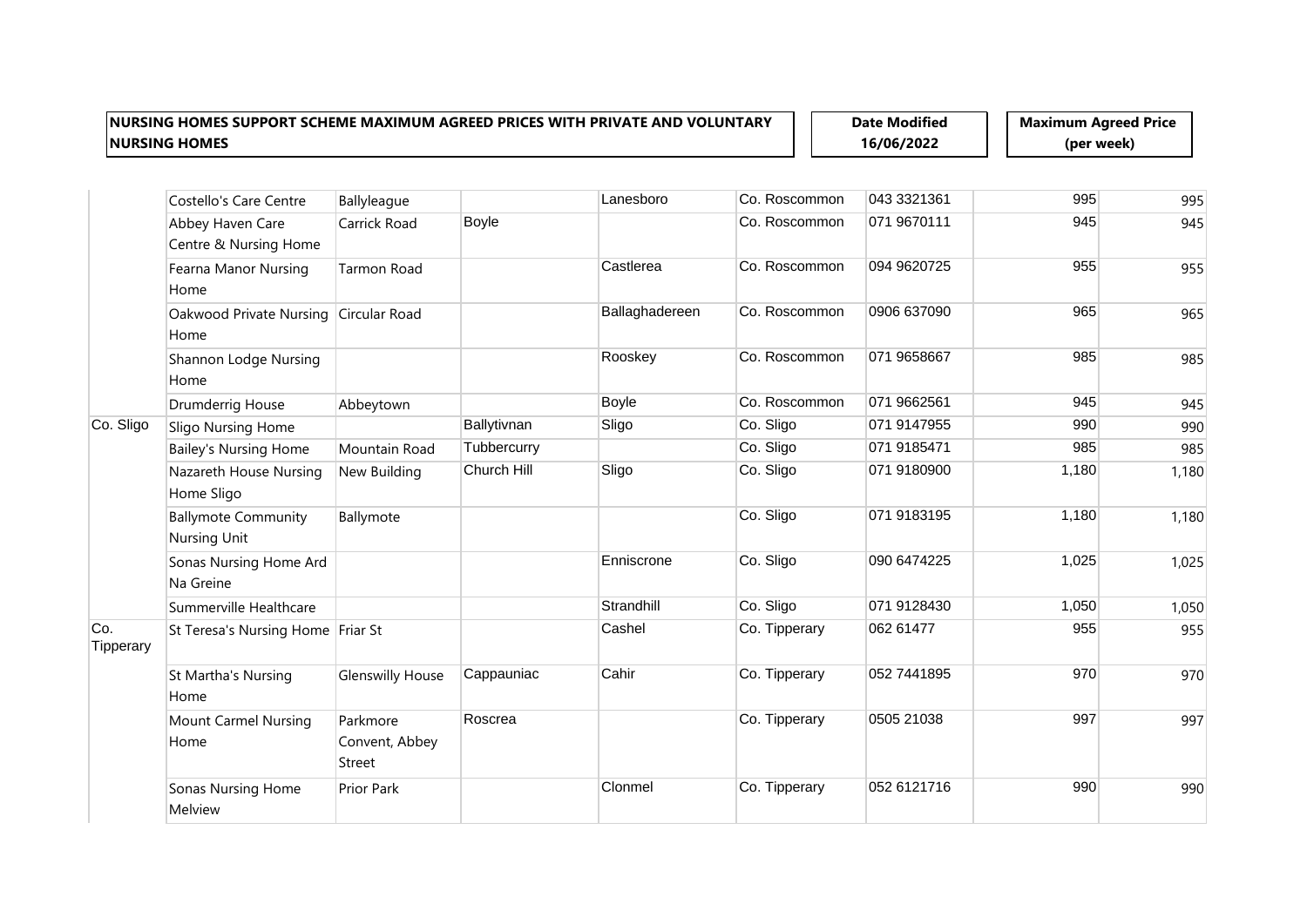| NURSING HOMES SUPPORT SCHEME MAXIMUM AGREED PRICES WITH PRIVATE AND VOLUNTARY NURSING HOMES | Date Modified 16/06/2022 | Maximum Agreed Price (per week) |
|---|---|---|

| | | | | | | | | |
|---|---|---|---|---|---|---|---|---|
| | Costello's Care Centre | Ballyleague | | Lanesboro | Co. Roscommon | 043 3321361 | 995 | 995 |
| | Abbey Haven Care Centre & Nursing Home | Carrick Road | Boyle | | Co. Roscommon | 071 9670111 | 945 | 945 |
| | Fearna Manor Nursing Home | Tarmon Road | | Castlerea | Co. Roscommon | 094 9620725 | 955 | 955 |
| | Oakwood Private Nursing Home | Circular Road | | Ballaghadereen | Co. Roscommon | 0906 637090 | 965 | 965 |
| | Shannon Lodge Nursing Home | | | Rooskey | Co. Roscommon | 071 9658667 | 985 | 985 |
| | Drumderrig House | Abbeytown | | Boyle | Co. Roscommon | 071 9662561 | 945 | 945 |
| Co. Sligo | Sligo Nursing Home | | Ballytivnan | Sligo | Co. Sligo | 071 9147955 | 990 | 990 |
| | Bailey's Nursing Home | Mountain Road | Tubbercurry | | Co. Sligo | 071 9185471 | 985 | 985 |
| | Nazareth House Nursing Home Sligo | New Building | Church Hill | Sligo | Co. Sligo | 071 9180900 | 1,180 | 1,180 |
| | Ballymote Community Nursing Unit | Ballymote | | | Co. Sligo | 071 9183195 | 1,180 | 1,180 |
| | Sonas Nursing Home Ard Na Greine | | | Enniscrone | Co. Sligo | 090 6474225 | 1,025 | 1,025 |
| | Summerville Healthcare | | | Strandhill | Co. Sligo | 071 9128430 | 1,050 | 1,050 |
| Co. Tipperary | St Teresa's Nursing Home | Friar St | | Cashel | Co. Tipperary | 062 61477 | 955 | 955 |
| | St Martha's Nursing Home | Glenswilly House | Cappauniac | Cahir | Co. Tipperary | 052 7441895 | 970 | 970 |
| | Mount Carmel Nursing Home | Parkmore Convent, Abbey Street | Roscrea | | Co. Tipperary | 0505 21038 | 997 | 997 |
| | Sonas Nursing Home Melview | Prior Park | | Clonmel | Co. Tipperary | 052 6121716 | 990 | 990 |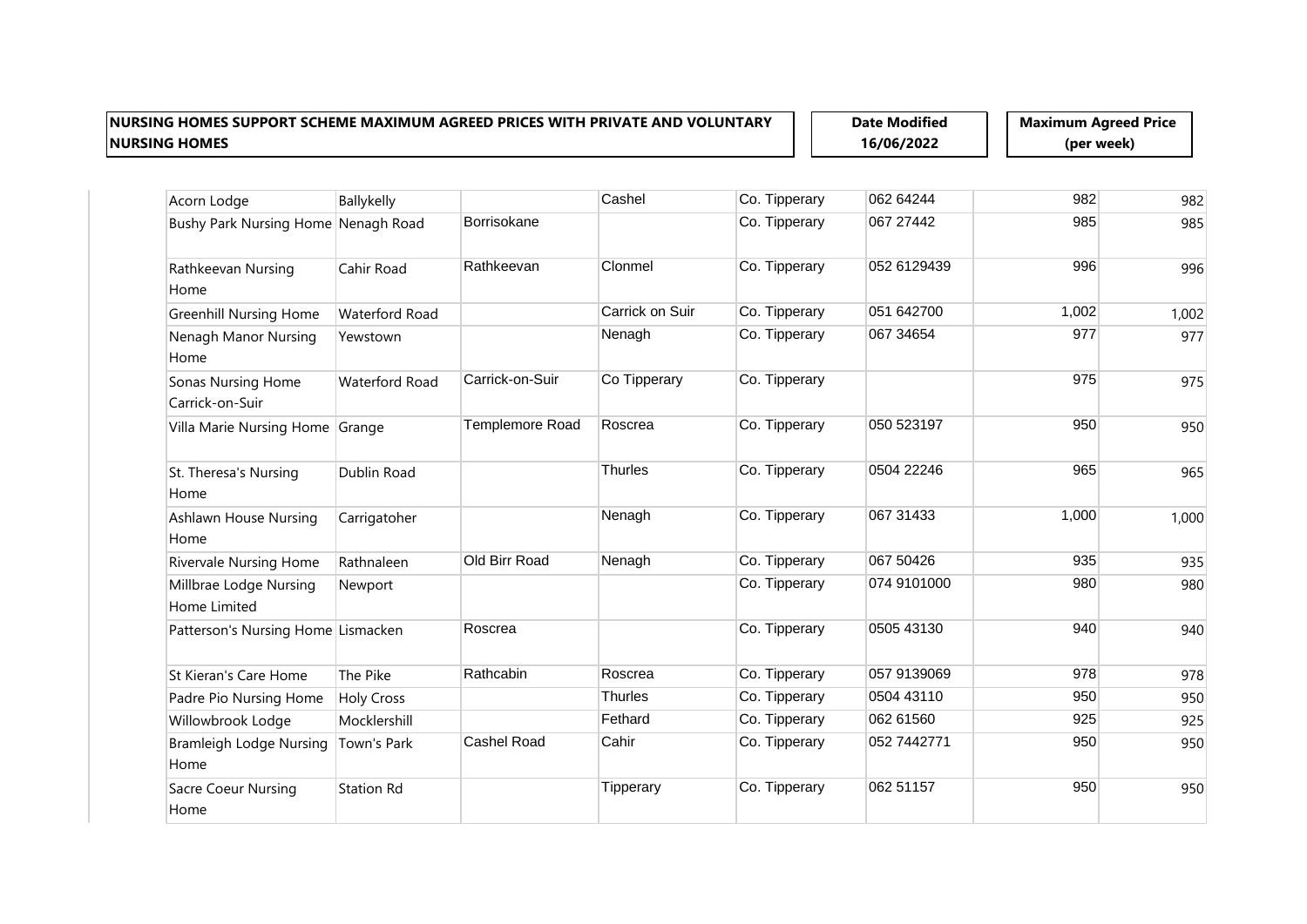**NURSING HOMES SUPPORT SCHEME MAXIMUM AGREED PRICES WITH PRIVATE AND VOLUNTARY NURSING HOMES**

**Date Modified 16/06/2022**

**Maximum Agreed Price (per week)**

| | | | | | | | |
|---|---|---|---|---|---|---|---|
| Acorn Lodge | Ballykelly | | Cashel | Co. Tipperary | 062 64244 | 982 | 982 |
| Bushy Park Nursing Home | Nenagh Road | Borrisokane | | Co. Tipperary | 067 27442 | 985 | 985 |
| Rathkeevan Nursing Home | Cahir Road | Rathkeevan | Clonmel | Co. Tipperary | 052 6129439 | 996 | 996 |
| Greenhill Nursing Home | Waterford Road | | Carrick on Suir | Co. Tipperary | 051 642700 | 1,002 | 1,002 |
| Nenagh Manor Nursing Home | Yewstown | | Nenagh | Co. Tipperary | 067 34654 | 977 | 977 |
| Sonas Nursing Home Carrick-on-Suir | Waterford Road | Carrick-on-Suir | Co Tipperary | Co. Tipperary | | 975 | 975 |
| Villa Marie Nursing Home | Grange | Templemore Road | Roscrea | Co. Tipperary | 050 523197 | 950 | 950 |
| St. Theresa's Nursing Home | Dublin Road | | Thurles | Co. Tipperary | 0504 22246 | 965 | 965 |
| Ashlawn House Nursing Home | Carrigatoher | | Nenagh | Co. Tipperary | 067 31433 | 1,000 | 1,000 |
| Rivervale Nursing Home | Rathnaleen | Old Birr Road | Nenagh | Co. Tipperary | 067 50426 | 935 | 935 |
| Millbrae Lodge Nursing Home Limited | Newport | | | Co. Tipperary | 074 9101000 | 980 | 980 |
| Patterson's Nursing Home | Lismacken | Roscrea | | Co. Tipperary | 0505 43130 | 940 | 940 |
| St Kieran's Care Home | The Pike | Rathcabin | Roscrea | Co. Tipperary | 057 9139069 | 978 | 978 |
| Padre Pio Nursing Home | Holy Cross | | Thurles | Co. Tipperary | 0504 43110 | 950 | 950 |
| Willowbrook Lodge | Mocklershill | | Fethard | Co. Tipperary | 062 61560 | 925 | 925 |
| Bramleigh Lodge Nursing Home | Town's Park | Cashel Road | Cahir | Co. Tipperary | 052 7442771 | 950 | 950 |
| Sacre Coeur Nursing Home | Station Rd | | Tipperary | Co. Tipperary | 062 51157 | 950 | 950 |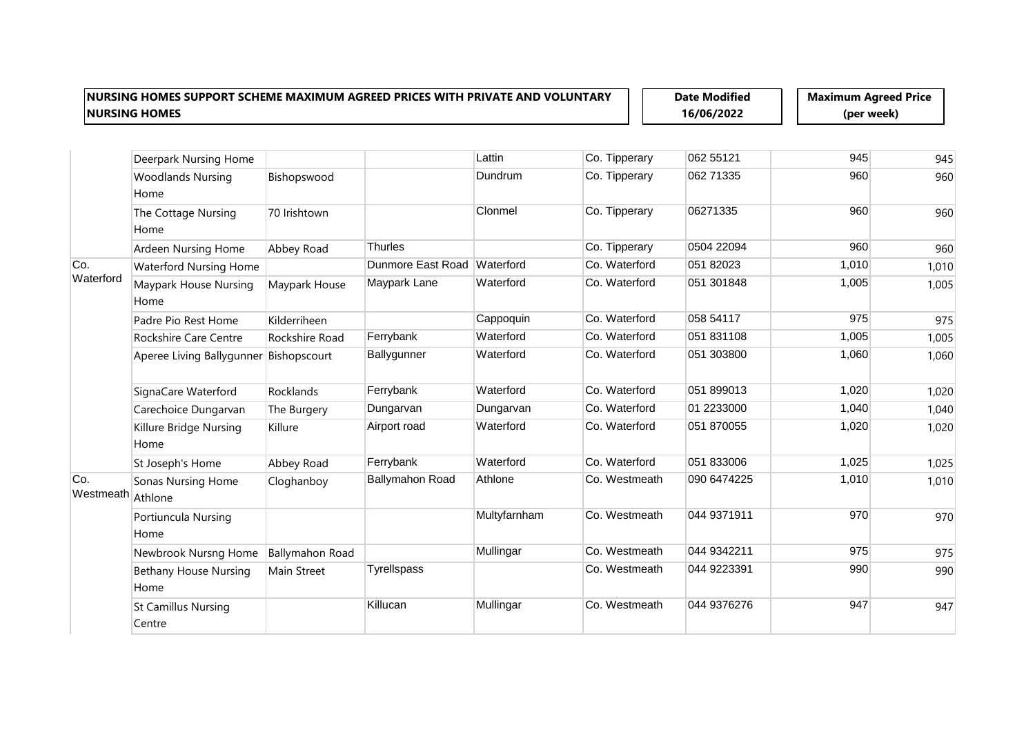| NURSING HOMES SUPPORT SCHEME MAXIMUM AGREED PRICES WITH PRIVATE AND VOLUNTARY NURSING HOMES | Date Modified 16/06/2022 | Maximum Agreed Price (per week) |
|---|---|---|

| | | | | | | | | |
|---|---|---|---|---|---|---|---|---|
| | Deerpark Nursing Home | | | Lattin | Co. Tipperary | 062 55121 | 945 | 945 |
| | Woodlands Nursing Home | Bishopswood | | Dundrum | Co. Tipperary | 062 71335 | 960 | 960 |
| | The Cottage Nursing Home | 70 Irishtown | | Clonmel | Co. Tipperary | 06271335 | 960 | 960 |
| | Ardeen Nursing Home | Abbey Road | Thurles | | Co. Tipperary | 0504 22094 | 960 | 960 |
| Co. Waterford | Waterford Nursing Home | | Dunmore East Road | Waterford | Co. Waterford | 051 82023 | 1,010 | 1,010 |
| | Maypark House Nursing Home | Maypark House | Maypark Lane | Waterford | Co. Waterford | 051 301848 | 1,005 | 1,005 |
| | Padre Pio Rest Home | Kilderriheen | | Cappoquin | Co. Waterford | 058 54117 | 975 | 975 |
| | Rockshire Care Centre | Rockshire Road | Ferrybank | Waterford | Co. Waterford | 051 831108 | 1,005 | 1,005 |
| | Aperee Living Ballygunner | Bishopscourt | Ballygunner | Waterford | Co. Waterford | 051 303800 | 1,060 | 1,060 |
| | SignaCare Waterford | Rocklands | Ferrybank | Waterford | Co. Waterford | 051 899013 | 1,020 | 1,020 |
| | Carechoice Dungarvan | The Burgery | Dungarvan | Dungarvan | Co. Waterford | 01 2233000 | 1,040 | 1,040 |
| | Killure Bridge Nursing Home | Killure | Airport road | Waterford | Co. Waterford | 051 870055 | 1,020 | 1,020 |
| | St Joseph's Home | Abbey Road | Ferrybank | Waterford | Co. Waterford | 051 833006 | 1,025 | 1,025 |
| Co. Westmeath | Sonas Nursing Home Athlone | Cloghanboy | Ballymahon Road | Athlone | Co. Westmeath | 090 6474225 | 1,010 | 1,010 |
| | Portiuncula Nursing Home | | | Multyfarnham | Co. Westmeath | 044 9371911 | 970 | 970 |
| | Newbrook Nursng Home | Ballymahon Road | | Mullingar | Co. Westmeath | 044 9342211 | 975 | 975 |
| | Bethany House Nursing Home | Main Street | Tyrellspass | | Co. Westmeath | 044 9223391 | 990 | 990 |
| | St Camillus Nursing Centre | | Killucan | Mullingar | Co. Westmeath | 044 9376276 | 947 | 947 |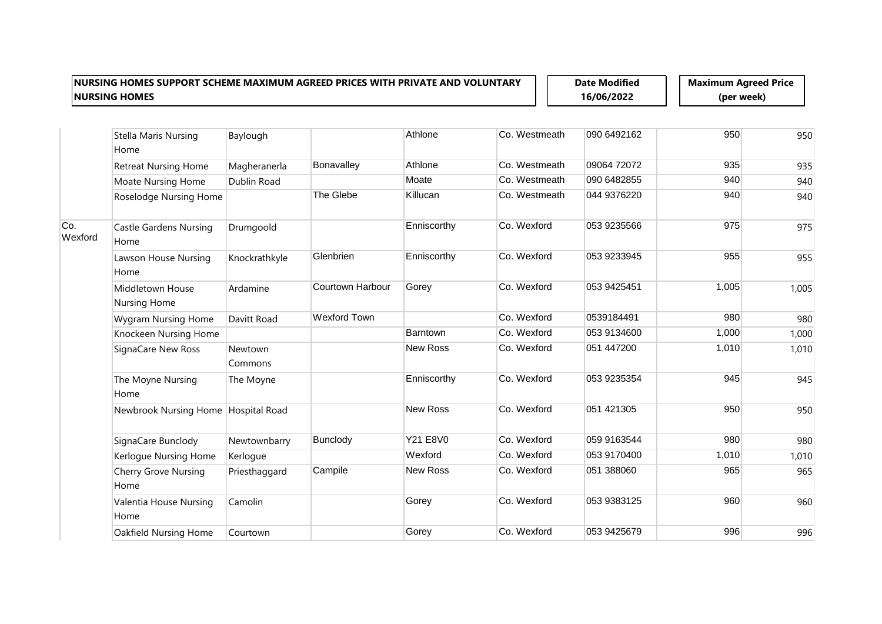**NURSING HOMES SUPPORT SCHEME MAXIMUM AGREED PRICES WITH PRIVATE AND VOLUNTARY NURSING HOMES**

**Date Modified 16/06/2022**

**Maximum Agreed Price (per week)**

| | | | | | | | | |
|---|---|---|---|---|---|---|---|---|
| | Stella Maris Nursing Home | Baylough | | Athlone | Co. Westmeath | 090 6492162 | 950 | 950 |
| | Retreat Nursing Home | Magheranerla | Bonavalley | Athlone | Co. Westmeath | 09064 72072 | 935 | 935 |
| | Moate Nursing Home | Dublin Road | | Moate | Co. Westmeath | 090 6482855 | 940 | 940 |
| | Roselodge Nursing Home | | The Glebe | Killucan | Co. Westmeath | 044 9376220 | 940 | 940 |
| Co. Wexford | Castle Gardens Nursing Home | Drumgoold | | Enniscorthy | Co. Wexford | 053 9235566 | 975 | 975 |
| | Lawson House Nursing Home | Knockrathkyle | Glenbrien | Enniscorthy | Co. Wexford | 053 9233945 | 955 | 955 |
| | Middletown House Nursing Home | Ardamine | Courtown Harbour | Gorey | Co. Wexford | 053 9425451 | 1,005 | 1,005 |
| | Wygram Nursing Home | Davitt Road | Wexford Town | | Co. Wexford | 0539184491 | 980 | 980 |
| | Knockeen Nursing Home | | | Barntown | Co. Wexford | 053 9134600 | 1,000 | 1,000 |
| | SignaCare New Ross | Newtown Commons | | New Ross | Co. Wexford | 051 447200 | 1,010 | 1,010 |
| | The Moyne Nursing Home | The Moyne | | Enniscorthy | Co. Wexford | 053 9235354 | 945 | 945 |
| | Newbrook Nursing Home | Hospital Road | | New Ross | Co. Wexford | 051 421305 | 950 | 950 |
| | SignaCare Bunclody | Newtownbarry | Bunclody | Y21 E8V0 | Co. Wexford | 059 9163544 | 980 | 980 |
| | Kerlogue Nursing Home | Kerlogue | | Wexford | Co. Wexford | 053 9170400 | 1,010 | 1,010 |
| | Cherry Grove Nursing Home | Priesthaggard | Campile | New Ross | Co. Wexford | 051 388060 | 965 | 965 |
| | Valentia House Nursing Home | Camolin | | Gorey | Co. Wexford | 053 9383125 | 960 | 960 |
| | Oakfield Nursing Home | Courtown | | Gorey | Co. Wexford | 053 9425679 | 996 | 996 |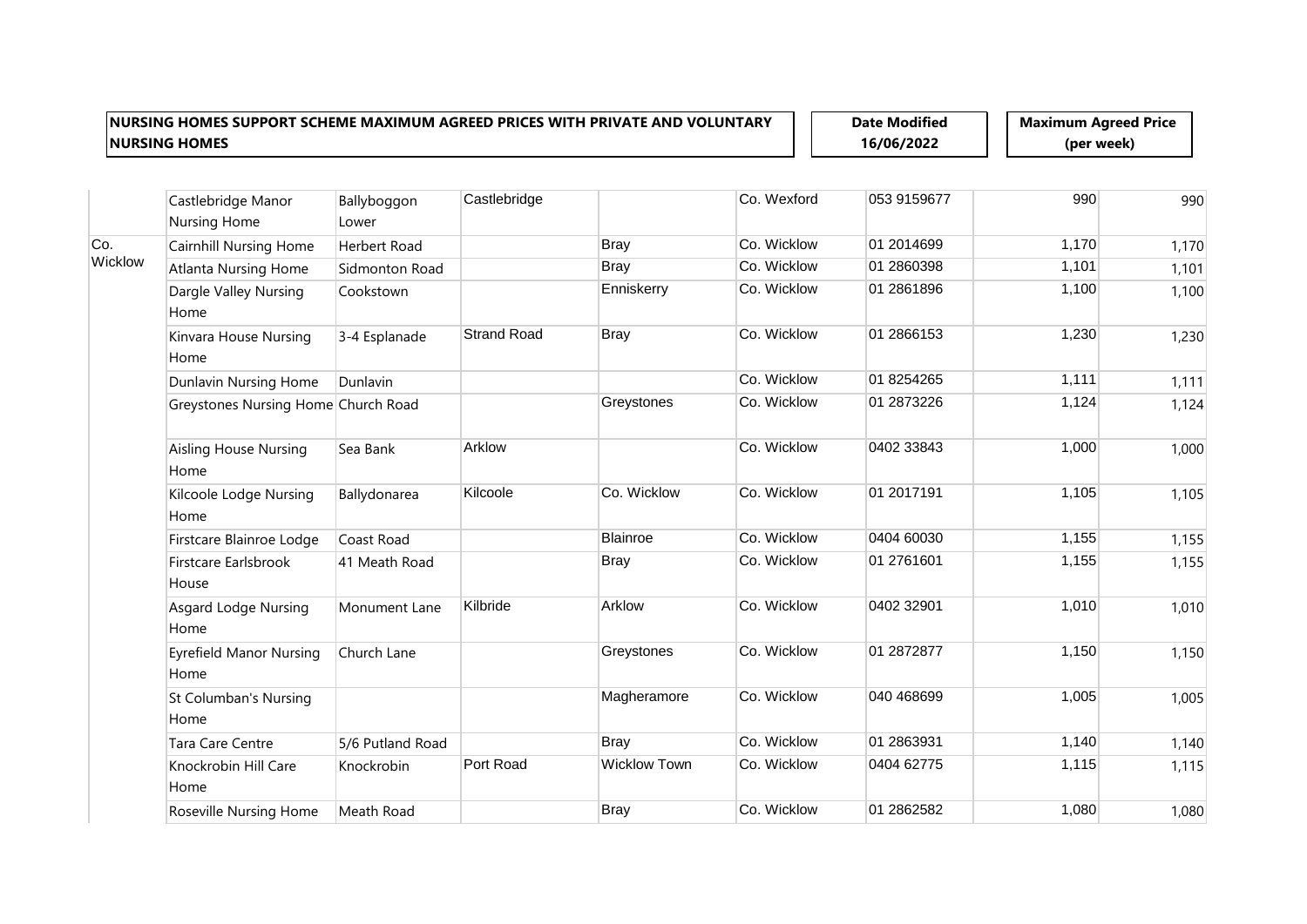**NURSING HOMES SUPPORT SCHEME MAXIMUM AGREED PRICES WITH PRIVATE AND VOLUNTARY NURSING HOMES**

**Date Modified 16/06/2022**

**Maximum Agreed Price (per week)**

| | | | | | | | | |
|---|---|---|---|---|---|---|---|---|
| | Castlebridge Manor Nursing Home | Ballyboggon Lower | Castlebridge | | Co. Wexford | 053 9159677 | 990 | 990 |
| Co. Wicklow | Cairnhill Nursing Home | Herbert Road | | Bray | Co. Wicklow | 01 2014699 | 1,170 | 1,170 |
| | Atlanta Nursing Home | Sidmonton Road | | Bray | Co. Wicklow | 01 2860398 | 1,101 | 1,101 |
| | Dargle Valley Nursing Home | Cookstown | | Enniskerry | Co. Wicklow | 01 2861896 | 1,100 | 1,100 |
| | Kinvara House Nursing Home | 3-4 Esplanade | Strand Road | Bray | Co. Wicklow | 01 2866153 | 1,230 | 1,230 |
| | Dunlavin Nursing Home | Dunlavin | | | Co. Wicklow | 01 8254265 | 1,111 | 1,111 |
| | Greystones Nursing Home | Church Road | | Greystones | Co. Wicklow | 01 2873226 | 1,124 | 1,124 |
| | Aisling House Nursing Home | Sea Bank | Arklow | | Co. Wicklow | 0402 33843 | 1,000 | 1,000 |
| | Kilcoole Lodge Nursing Home | Ballydonarea | Kilcoole | Co. Wicklow | Co. Wicklow | 01 2017191 | 1,105 | 1,105 |
| | Firstcare Blainroe Lodge | Coast Road | | Blainroe | Co. Wicklow | 0404 60030 | 1,155 | 1,155 |
| | Firstcare Earlsbrook House | 41 Meath Road | | Bray | Co. Wicklow | 01 2761601 | 1,155 | 1,155 |
| | Asgard Lodge Nursing Home | Monument Lane | Kilbride | Arklow | Co. Wicklow | 0402 32901 | 1,010 | 1,010 |
| | Eyrefield Manor Nursing Home | Church Lane | | Greystones | Co. Wicklow | 01 2872877 | 1,150 | 1,150 |
| | St Columban's Nursing Home | | | Magheramore | Co. Wicklow | 040 468699 | 1,005 | 1,005 |
| | Tara Care Centre | 5/6 Putland Road | | Bray | Co. Wicklow | 01 2863931 | 1,140 | 1,140 |
| | Knockrobin Hill Care Home | Knockrobin | Port Road | Wicklow Town | Co. Wicklow | 0404 62775 | 1,115 | 1,115 |
| | Roseville Nursing Home | Meath Road | | Bray | Co. Wicklow | 01 2862582 | 1,080 | 1,080 |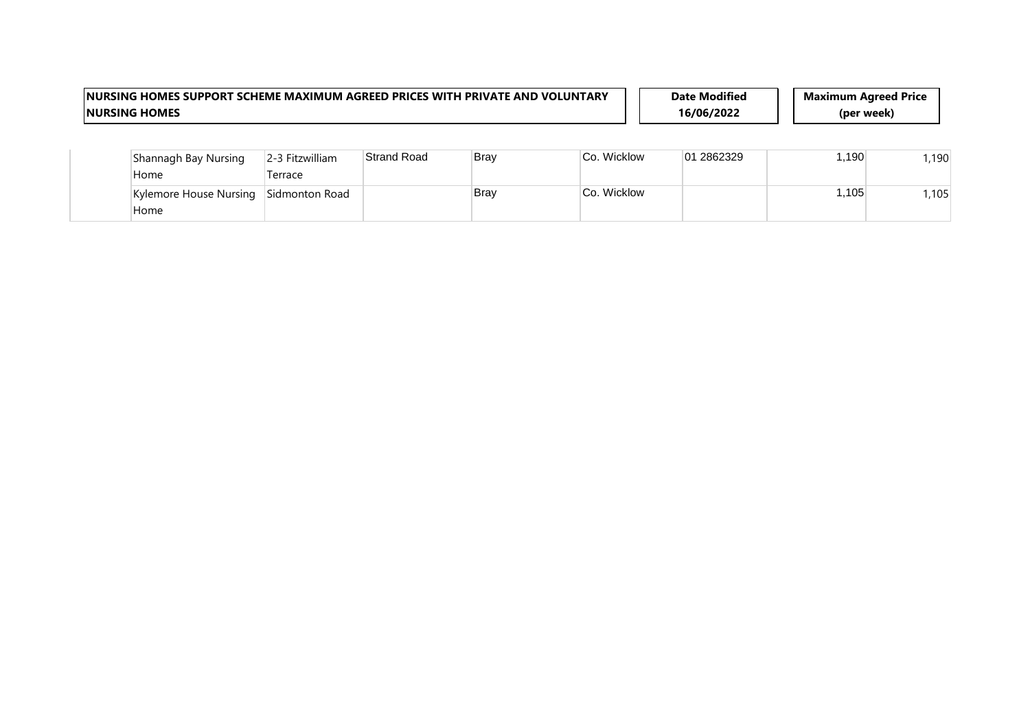**NURSING HOMES SUPPORT SCHEME MAXIMUM AGREED PRICES WITH PRIVATE AND VOLUNTARY NURSING HOMES**

**Date Modified**
**16/06/2022**

**Maximum Agreed Price**
**(per week)**

| | | | | | | | |
|---|---|---|---|---|---|---|---|
| Shannagh Bay Nursing Home | 2-3 Fitzwilliam Terrace | Strand Road | Bray | Co. Wicklow | 01 2862329 | 1,190 | 1,190 |
| Kylemore House Nursing Home | Sidmonton Road | | Bray | Co. Wicklow | | 1,105 | 1,105 |